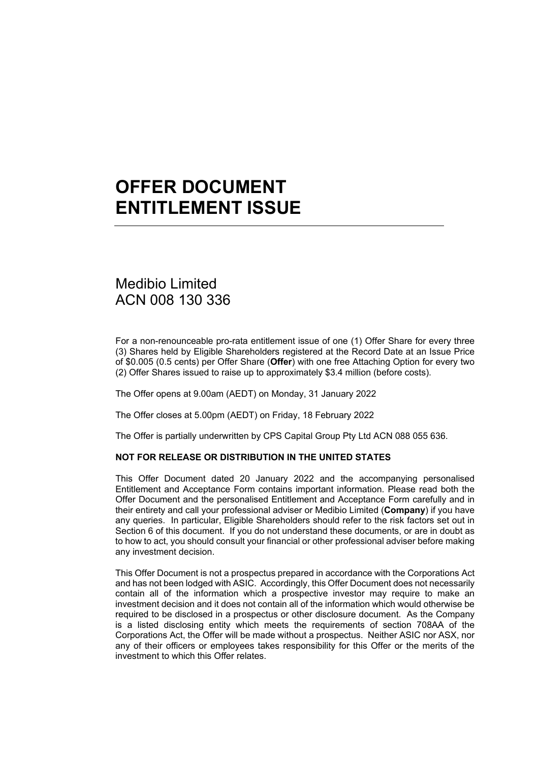# OFFER DOCUMENT
# ENTITLEMENT ISSUE

---

## Medibio Limited
## ACN 008 130 336

For a non-renounceable pro-rata entitlement issue of one (1) Offer Share for every three (3) Shares held by Eligible Shareholders registered at the Record Date at an Issue Price of $0.005 (0.5 cents) per Offer Share (**Offer**) with one free Attaching Option for every two (2) Offer Shares issued to raise up to approximately $3.4 million (before costs).

The Offer opens at 9.00am (AEDT) on Monday, 31 January 2022

The Offer closes at 5.00pm (AEDT) on Friday, 18 February 2022

The Offer is partially underwritten by CPS Capital Group Pty Ltd ACN 088 055 636.

**NOT FOR RELEASE OR DISTRIBUTION IN THE UNITED STATES**

This Offer Document dated 20 January 2022 and the accompanying personalised Entitlement and Acceptance Form contains important information. Please read both the Offer Document and the personalised Entitlement and Acceptance Form carefully and in their entirety and call your professional adviser or Medibio Limited (**Company**) if you have any queries. In particular, Eligible Shareholders should refer to the risk factors set out in Section 6 of this document. If you do not understand these documents, or are in doubt as to how to act, you should consult your financial or other professional adviser before making any investment decision.

This Offer Document is not a prospectus prepared in accordance with the Corporations Act and has not been lodged with ASIC. Accordingly, this Offer Document does not necessarily contain all of the information which a prospective investor may require to make an investment decision and it does not contain all of the information which would otherwise be required to be disclosed in a prospectus or other disclosure document. As the Company is a listed disclosing entity which meets the requirements of section 708AA of the Corporations Act, the Offer will be made without a prospectus. Neither ASIC nor ASX, nor any of their officers or employees takes responsibility for this Offer or the merits of the investment to which this Offer relates.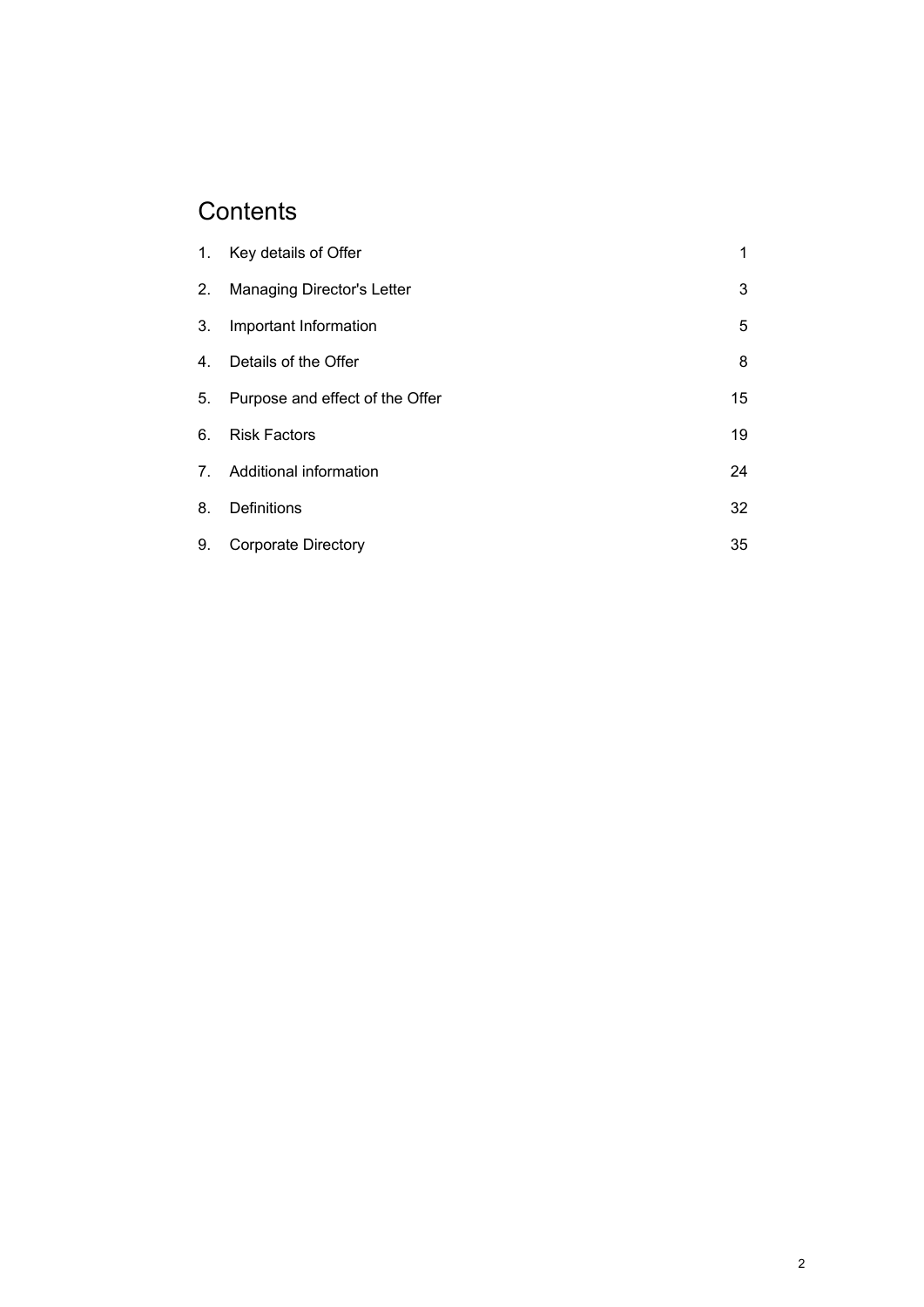# Contents

| | | |
|---|---|---|
| 1. | Key details of Offer | 1 |
| 2. | Managing Director's Letter | 3 |
| 3. | Important Information | 5 |
| 4. | Details of the Offer | 8 |
| 5. | Purpose and effect of the Offer | 15 |
| 6. | Risk Factors | 19 |
| 7. | Additional information | 24 |
| 8. | Definitions | 32 |
| 9. | Corporate Directory | 35 |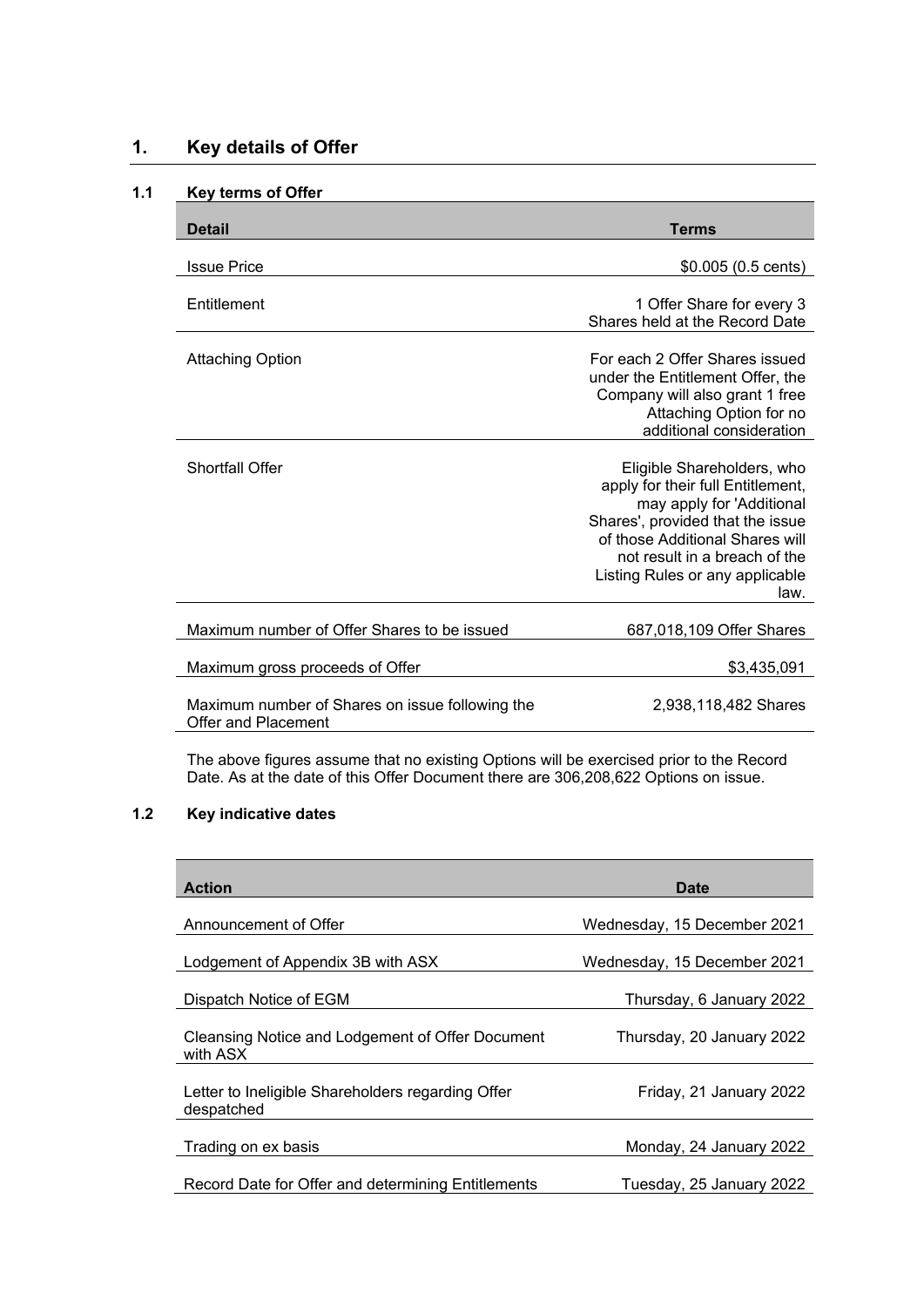# 1. Key details of Offer

## 1.1 Key terms of Offer

| Detail | Terms |
|---|---|
| Issue Price | $0.005 (0.5 cents) |
| Entitlement | 1 Offer Share for every 3 Shares held at the Record Date |
| Attaching Option | For each 2 Offer Shares issued under the Entitlement Offer, the Company will also grant 1 free Attaching Option for no additional consideration |
| Shortfall Offer | Eligible Shareholders, who apply for their full Entitlement, may apply for 'Additional Shares', provided that the issue of those Additional Shares will not result in a breach of the Listing Rules or any applicable law. |
| Maximum number of Offer Shares to be issued | 687,018,109 Offer Shares |
| Maximum gross proceeds of Offer | $3,435,091 |
| Maximum number of Shares on issue following the Offer and Placement | 2,938,118,482 Shares |

The above figures assume that no existing Options will be exercised prior to the Record Date. As at the date of this Offer Document there are 306,208,622 Options on issue.

## 1.2 Key indicative dates

| Action | Date |
|---|---|
| Announcement of Offer | Wednesday, 15 December 2021 |
| Lodgement of Appendix 3B with ASX | Wednesday, 15 December 2021 |
| Dispatch Notice of EGM | Thursday, 6 January 2022 |
| Cleansing Notice and Lodgement of Offer Document with ASX | Thursday, 20 January 2022 |
| Letter to Ineligible Shareholders regarding Offer despatched | Friday, 21 January 2022 |
| Trading on ex basis | Monday, 24 January 2022 |
| Record Date for Offer and determining Entitlements | Tuesday, 25 January 2022 |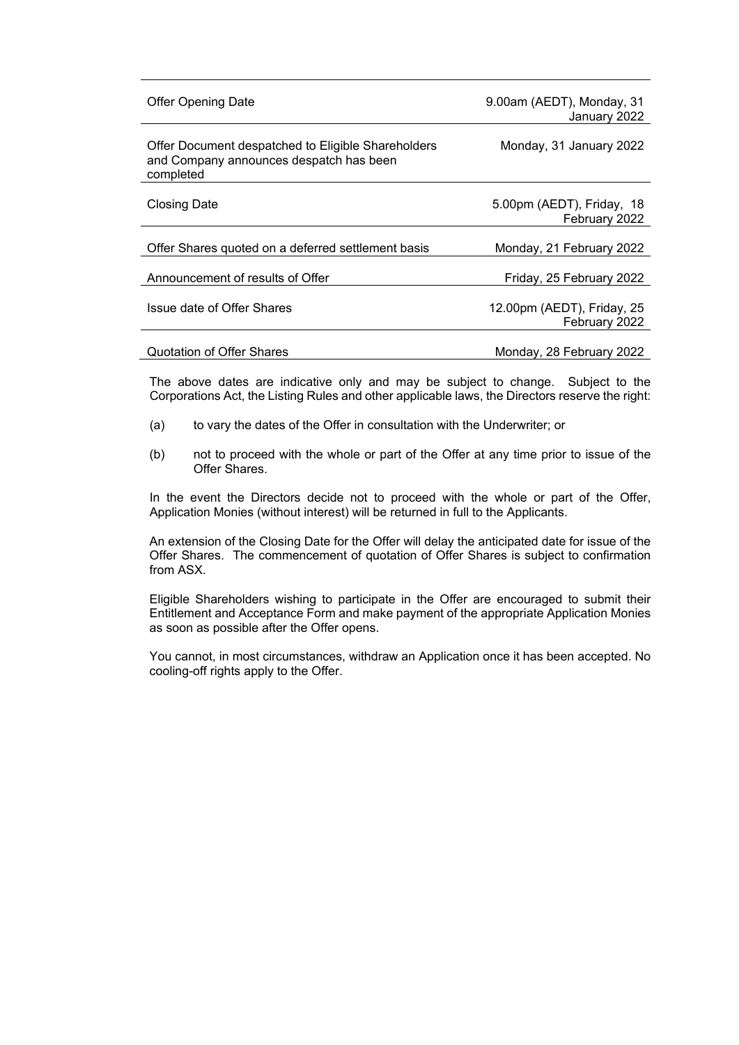| | |
|---|---|
| Offer Opening Date | 9.00am (AEDT), Monday, 31 January 2022 |
| Offer Document despatched to Eligible Shareholders and Company announces despatch has been completed | Monday, 31 January 2022 |
| Closing Date | 5.00pm (AEDT), Friday, 18 February 2022 |
| Offer Shares quoted on a deferred settlement basis | Monday, 21 February 2022 |
| Announcement of results of Offer | Friday, 25 February 2022 |
| Issue date of Offer Shares | 12.00pm (AEDT), Friday, 25 February 2022 |
| Quotation of Offer Shares | Monday, 28 February 2022 |

The above dates are indicative only and may be subject to change. Subject to the Corporations Act, the Listing Rules and other applicable laws, the Directors reserve the right:

(a) to vary the dates of the Offer in consultation with the Underwriter; or

(b) not to proceed with the whole or part of the Offer at any time prior to issue of the Offer Shares.

In the event the Directors decide not to proceed with the whole or part of the Offer, Application Monies (without interest) will be returned in full to the Applicants.

An extension of the Closing Date for the Offer will delay the anticipated date for issue of the Offer Shares. The commencement of quotation of Offer Shares is subject to confirmation from ASX.

Eligible Shareholders wishing to participate in the Offer are encouraged to submit their Entitlement and Acceptance Form and make payment of the appropriate Application Monies as soon as possible after the Offer opens.

You cannot, in most circumstances, withdraw an Application once it has been accepted. No cooling-off rights apply to the Offer.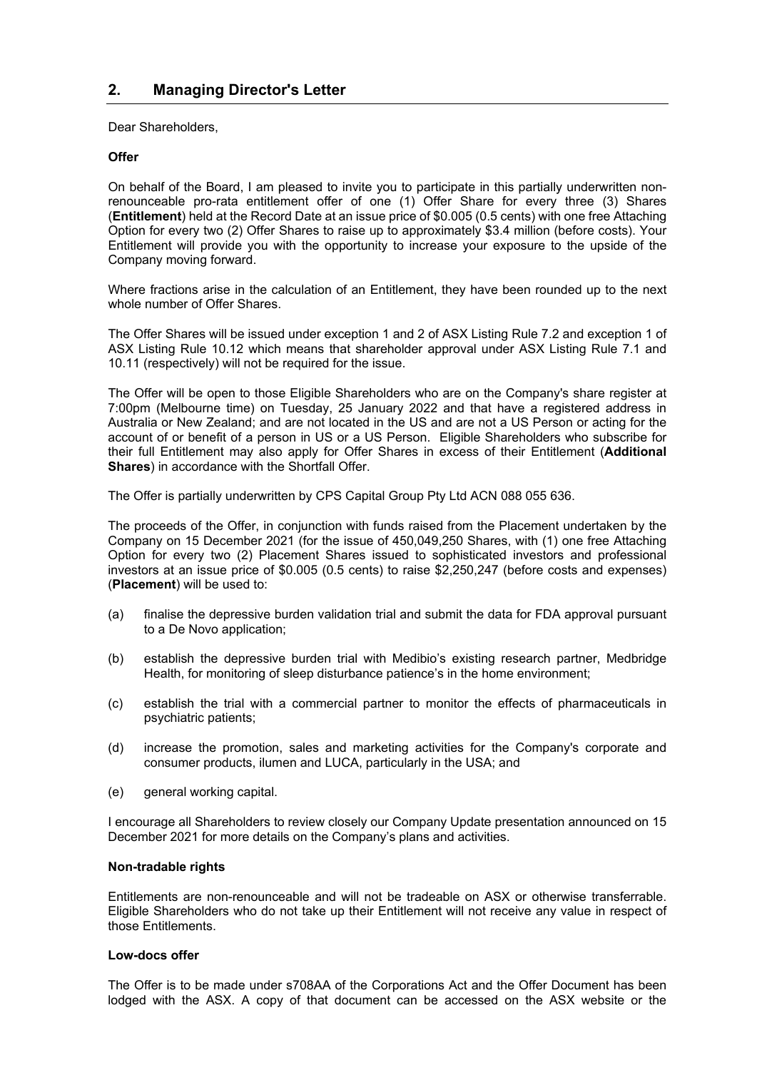## 2. Managing Director's Letter

Dear Shareholders,

**Offer**

On behalf of the Board, I am pleased to invite you to participate in this partially underwritten non-renounceable pro-rata entitlement offer of one (1) Offer Share for every three (3) Shares (**Entitlement**) held at the Record Date at an issue price of $0.005 (0.5 cents) with one free Attaching Option for every two (2) Offer Shares to raise up to approximately $3.4 million (before costs). Your Entitlement will provide you with the opportunity to increase your exposure to the upside of the Company moving forward.

Where fractions arise in the calculation of an Entitlement, they have been rounded up to the next whole number of Offer Shares.

The Offer Shares will be issued under exception 1 and 2 of ASX Listing Rule 7.2 and exception 1 of ASX Listing Rule 10.12 which means that shareholder approval under ASX Listing Rule 7.1 and 10.11 (respectively) will not be required for the issue.

The Offer will be open to those Eligible Shareholders who are on the Company's share register at 7:00pm (Melbourne time) on Tuesday, 25 January 2022 and that have a registered address in Australia or New Zealand; and are not located in the US and are not a US Person or acting for the account of or benefit of a person in US or a US Person. Eligible Shareholders who subscribe for their full Entitlement may also apply for Offer Shares in excess of their Entitlement (**Additional Shares**) in accordance with the Shortfall Offer.

The Offer is partially underwritten by CPS Capital Group Pty Ltd ACN 088 055 636.

The proceeds of the Offer, in conjunction with funds raised from the Placement undertaken by the Company on 15 December 2021 (for the issue of 450,049,250 Shares, with (1) one free Attaching Option for every two (2) Placement Shares issued to sophisticated investors and professional investors at an issue price of $0.005 (0.5 cents) to raise $2,250,247 (before costs and expenses) (**Placement**) will be used to:

(a) finalise the depressive burden validation trial and submit the data for FDA approval pursuant to a De Novo application;

(b) establish the depressive burden trial with Medibio's existing research partner, Medbridge Health, for monitoring of sleep disturbance patience's in the home environment;

(c) establish the trial with a commercial partner to monitor the effects of pharmaceuticals in psychiatric patients;

(d) increase the promotion, sales and marketing activities for the Company's corporate and consumer products, ilumen and LUCA, particularly in the USA; and

(e) general working capital.

I encourage all Shareholders to review closely our Company Update presentation announced on 15 December 2021 for more details on the Company's plans and activities.

**Non-tradable rights**

Entitlements are non-renounceable and will not be tradeable on ASX or otherwise transferrable. Eligible Shareholders who do not take up their Entitlement will not receive any value in respect of those Entitlements.

**Low-docs offer**

The Offer is to be made under s708AA of the Corporations Act and the Offer Document has been lodged with the ASX. A copy of that document can be accessed on the ASX website or the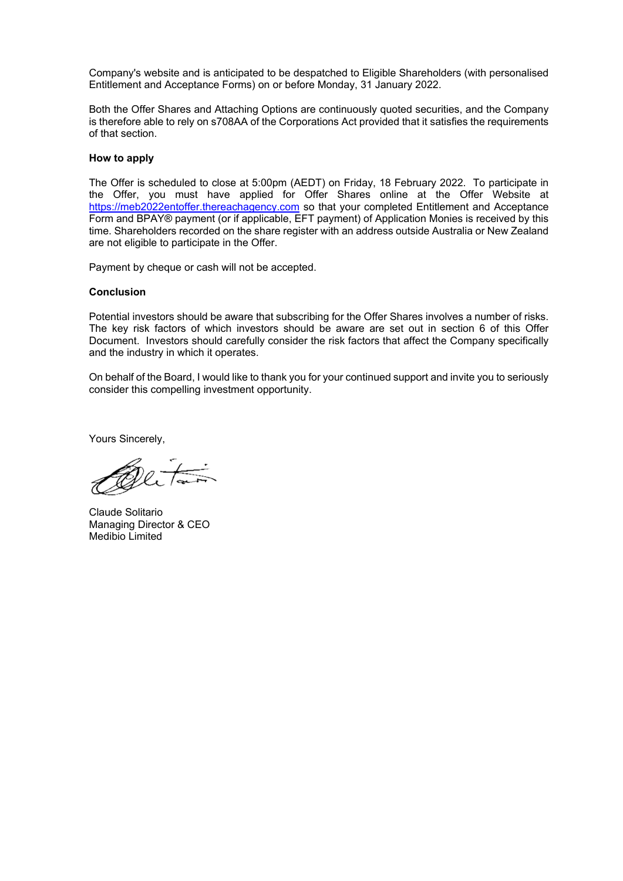Company's website and is anticipated to be despatched to Eligible Shareholders (with personalised Entitlement and Acceptance Forms) on or before Monday, 31 January 2022.

Both the Offer Shares and Attaching Options are continuously quoted securities, and the Company is therefore able to rely on s708AA of the Corporations Act provided that it satisfies the requirements of that section.

**How to apply**

The Offer is scheduled to close at 5:00pm (AEDT) on Friday, 18 February 2022. To participate in the Offer, you must have applied for Offer Shares online at the Offer Website at https://meb2022entoffer.thereachagency.com so that your completed Entitlement and Acceptance Form and BPAY® payment (or if applicable, EFT payment) of Application Monies is received by this time. Shareholders recorded on the share register with an address outside Australia or New Zealand are not eligible to participate in the Offer.

Payment by cheque or cash will not be accepted.

**Conclusion**

Potential investors should be aware that subscribing for the Offer Shares involves a number of risks. The key risk factors of which investors should be aware are set out in section 6 of this Offer Document. Investors should carefully consider the risk factors that affect the Company specifically and the industry in which it operates.

On behalf of the Board, I would like to thank you for your continued support and invite you to seriously consider this compelling investment opportunity.

Yours Sincerely,

Claude Solitario
Managing Director & CEO
Medibio Limited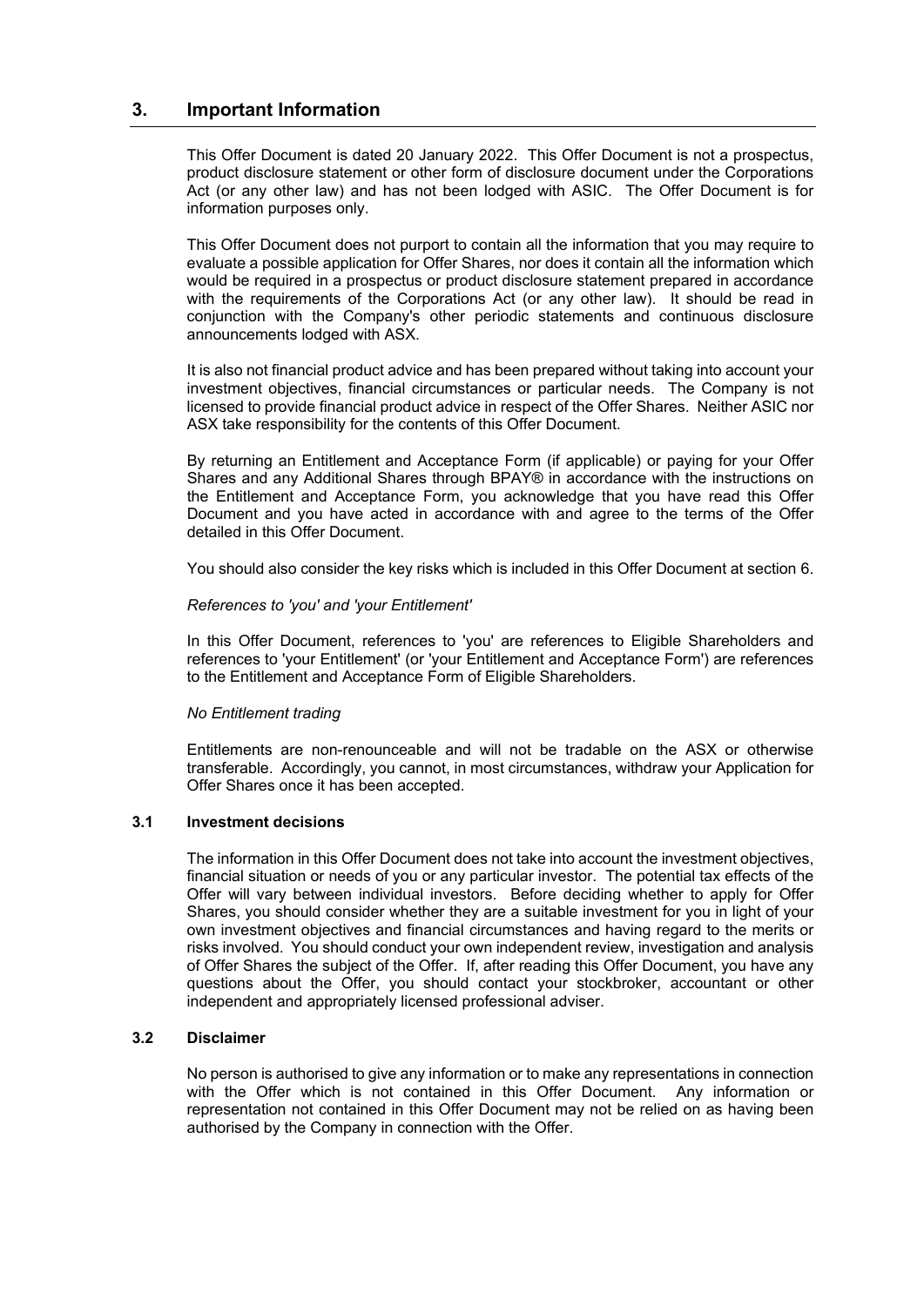## 3. Important Information

This Offer Document is dated 20 January 2022. This Offer Document is not a prospectus, product disclosure statement or other form of disclosure document under the Corporations Act (or any other law) and has not been lodged with ASIC. The Offer Document is for information purposes only.

This Offer Document does not purport to contain all the information that you may require to evaluate a possible application for Offer Shares, nor does it contain all the information which would be required in a prospectus or product disclosure statement prepared in accordance with the requirements of the Corporations Act (or any other law). It should be read in conjunction with the Company's other periodic statements and continuous disclosure announcements lodged with ASX.

It is also not financial product advice and has been prepared without taking into account your investment objectives, financial circumstances or particular needs. The Company is not licensed to provide financial product advice in respect of the Offer Shares. Neither ASIC nor ASX take responsibility for the contents of this Offer Document.

By returning an Entitlement and Acceptance Form (if applicable) or paying for your Offer Shares and any Additional Shares through BPAY® in accordance with the instructions on the Entitlement and Acceptance Form, you acknowledge that you have read this Offer Document and you have acted in accordance with and agree to the terms of the Offer detailed in this Offer Document.

You should also consider the key risks which is included in this Offer Document at section 6.

*References to 'you' and 'your Entitlement'*

In this Offer Document, references to 'you' are references to Eligible Shareholders and references to 'your Entitlement' (or 'your Entitlement and Acceptance Form') are references to the Entitlement and Acceptance Form of Eligible Shareholders.

*No Entitlement trading*

Entitlements are non-renounceable and will not be tradable on the ASX or otherwise transferable. Accordingly, you cannot, in most circumstances, withdraw your Application for Offer Shares once it has been accepted.

### 3.1 Investment decisions

The information in this Offer Document does not take into account the investment objectives, financial situation or needs of you or any particular investor. The potential tax effects of the Offer will vary between individual investors. Before deciding whether to apply for Offer Shares, you should consider whether they are a suitable investment for you in light of your own investment objectives and financial circumstances and having regard to the merits or risks involved. You should conduct your own independent review, investigation and analysis of Offer Shares the subject of the Offer. If, after reading this Offer Document, you have any questions about the Offer, you should contact your stockbroker, accountant or other independent and appropriately licensed professional adviser.

### 3.2 Disclaimer

No person is authorised to give any information or to make any representations in connection with the Offer which is not contained in this Offer Document. Any information or representation not contained in this Offer Document may not be relied on as having been authorised by the Company in connection with the Offer.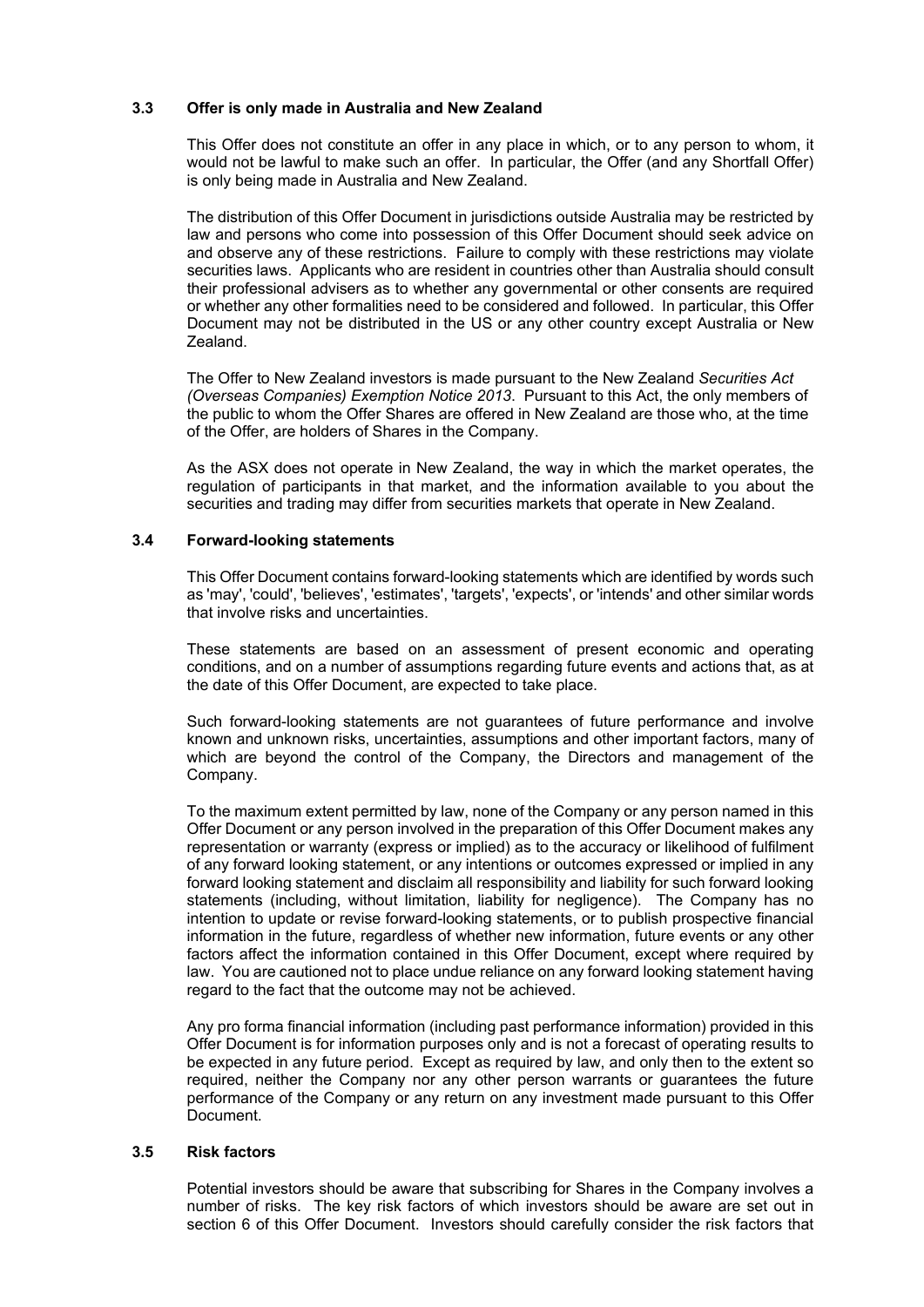### 3.3 Offer is only made in Australia and New Zealand

This Offer does not constitute an offer in any place in which, or to any person to whom, it would not be lawful to make such an offer. In particular, the Offer (and any Shortfall Offer) is only being made in Australia and New Zealand.

The distribution of this Offer Document in jurisdictions outside Australia may be restricted by law and persons who come into possession of this Offer Document should seek advice on and observe any of these restrictions. Failure to comply with these restrictions may violate securities laws. Applicants who are resident in countries other than Australia should consult their professional advisers as to whether any governmental or other consents are required or whether any other formalities need to be considered and followed. In particular, this Offer Document may not be distributed in the US or any other country except Australia or New Zealand.

The Offer to New Zealand investors is made pursuant to the New Zealand *Securities Act (Overseas Companies) Exemption Notice 2013*. Pursuant to this Act, the only members of the public to whom the Offer Shares are offered in New Zealand are those who, at the time of the Offer, are holders of Shares in the Company.

As the ASX does not operate in New Zealand, the way in which the market operates, the regulation of participants in that market, and the information available to you about the securities and trading may differ from securities markets that operate in New Zealand.

### 3.4 Forward-looking statements

This Offer Document contains forward-looking statements which are identified by words such as 'may', 'could', 'believes', 'estimates', 'targets', 'expects', or 'intends' and other similar words that involve risks and uncertainties.

These statements are based on an assessment of present economic and operating conditions, and on a number of assumptions regarding future events and actions that, as at the date of this Offer Document, are expected to take place.

Such forward-looking statements are not guarantees of future performance and involve known and unknown risks, uncertainties, assumptions and other important factors, many of which are beyond the control of the Company, the Directors and management of the Company.

To the maximum extent permitted by law, none of the Company or any person named in this Offer Document or any person involved in the preparation of this Offer Document makes any representation or warranty (express or implied) as to the accuracy or likelihood of fulfilment of any forward looking statement, or any intentions or outcomes expressed or implied in any forward looking statement and disclaim all responsibility and liability for such forward looking statements (including, without limitation, liability for negligence). The Company has no intention to update or revise forward-looking statements, or to publish prospective financial information in the future, regardless of whether new information, future events or any other factors affect the information contained in this Offer Document, except where required by law. You are cautioned not to place undue reliance on any forward looking statement having regard to the fact that the outcome may not be achieved.

Any pro forma financial information (including past performance information) provided in this Offer Document is for information purposes only and is not a forecast of operating results to be expected in any future period. Except as required by law, and only then to the extent so required, neither the Company nor any other person warrants or guarantees the future performance of the Company or any return on any investment made pursuant to this Offer Document.

### 3.5 Risk factors

Potential investors should be aware that subscribing for Shares in the Company involves a number of risks. The key risk factors of which investors should be aware are set out in section 6 of this Offer Document. Investors should carefully consider the risk factors that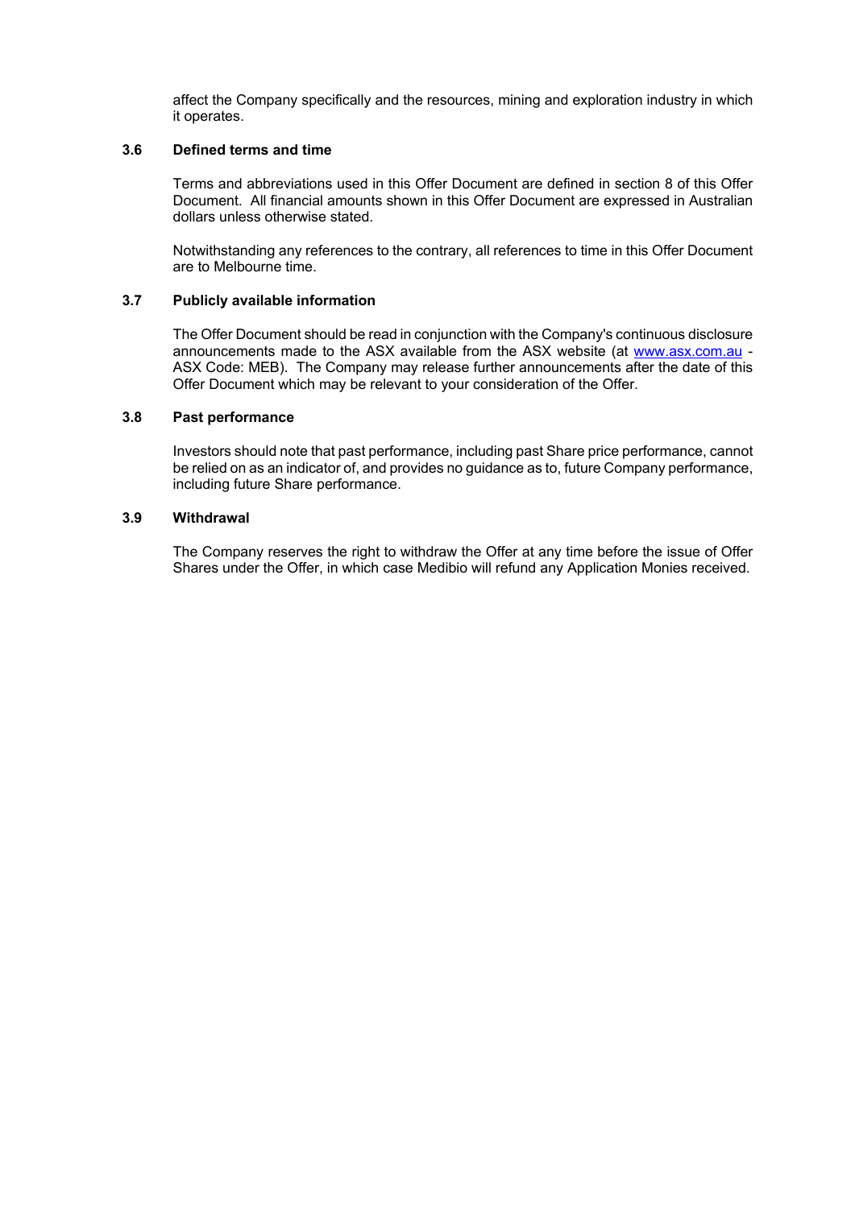affect the Company specifically and the resources, mining and exploration industry in which it operates.

### 3.6 Defined terms and time

Terms and abbreviations used in this Offer Document are defined in section 8 of this Offer Document. All financial amounts shown in this Offer Document are expressed in Australian dollars unless otherwise stated.

Notwithstanding any references to the contrary, all references to time in this Offer Document are to Melbourne time.

### 3.7 Publicly available information

The Offer Document should be read in conjunction with the Company's continuous disclosure announcements made to the ASX available from the ASX website (at www.asx.com.au - ASX Code: MEB). The Company may release further announcements after the date of this Offer Document which may be relevant to your consideration of the Offer.

### 3.8 Past performance

Investors should note that past performance, including past Share price performance, cannot be relied on as an indicator of, and provides no guidance as to, future Company performance, including future Share performance.

### 3.9 Withdrawal

The Company reserves the right to withdraw the Offer at any time before the issue of Offer Shares under the Offer, in which case Medibio will refund any Application Monies received.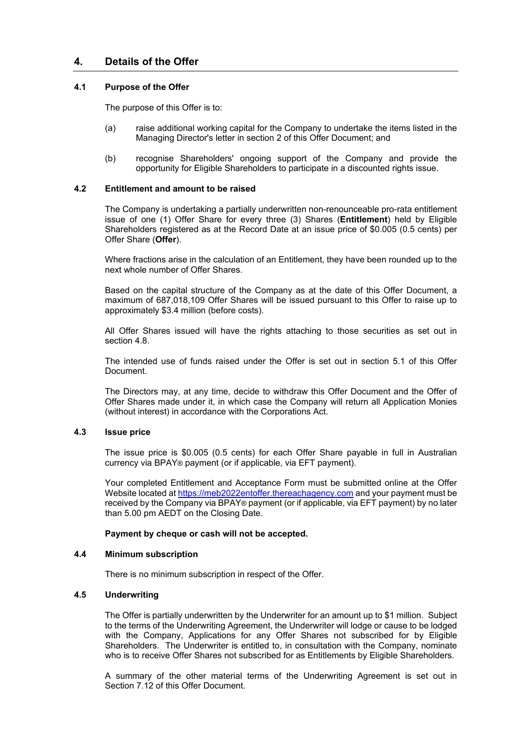## 4. Details of the Offer

### 4.1 Purpose of the Offer

The purpose of this Offer is to:

(a) raise additional working capital for the Company to undertake the items listed in the Managing Director's letter in section 2 of this Offer Document; and

(b) recognise Shareholders' ongoing support of the Company and provide the opportunity for Eligible Shareholders to participate in a discounted rights issue.

### 4.2 Entitlement and amount to be raised

The Company is undertaking a partially underwritten non-renounceable pro-rata entitlement issue of one (1) Offer Share for every three (3) Shares (**Entitlement**) held by Eligible Shareholders registered as at the Record Date at an issue price of $0.005 (0.5 cents) per Offer Share (**Offer**).

Where fractions arise in the calculation of an Entitlement, they have been rounded up to the next whole number of Offer Shares.

Based on the capital structure of the Company as at the date of this Offer Document, a maximum of 687,018,109 Offer Shares will be issued pursuant to this Offer to raise up to approximately $3.4 million (before costs).

All Offer Shares issued will have the rights attaching to those securities as set out in section 4.8.

The intended use of funds raised under the Offer is set out in section 5.1 of this Offer Document.

The Directors may, at any time, decide to withdraw this Offer Document and the Offer of Offer Shares made under it, in which case the Company will return all Application Monies (without interest) in accordance with the Corporations Act.

### 4.3 Issue price

The issue price is $0.005 (0.5 cents) for each Offer Share payable in full in Australian currency via BPAY® payment (or if applicable, via EFT payment).

Your completed Entitlement and Acceptance Form must be submitted online at the Offer Website located at https://meb2022entoffer.thereachagency.com and your payment must be received by the Company via BPAY® payment (or if applicable, via EFT payment) by no later than 5.00 pm AEDT on the Closing Date.

**Payment by cheque or cash will not be accepted.**

### 4.4 Minimum subscription

There is no minimum subscription in respect of the Offer.

### 4.5 Underwriting

The Offer is partially underwritten by the Underwriter for an amount up to $1 million. Subject to the terms of the Underwriting Agreement, the Underwriter will lodge or cause to be lodged with the Company, Applications for any Offer Shares not subscribed for by Eligible Shareholders. The Underwriter is entitled to, in consultation with the Company, nominate who is to receive Offer Shares not subscribed for as Entitlements by Eligible Shareholders.

A summary of the other material terms of the Underwriting Agreement is set out in Section 7.12 of this Offer Document.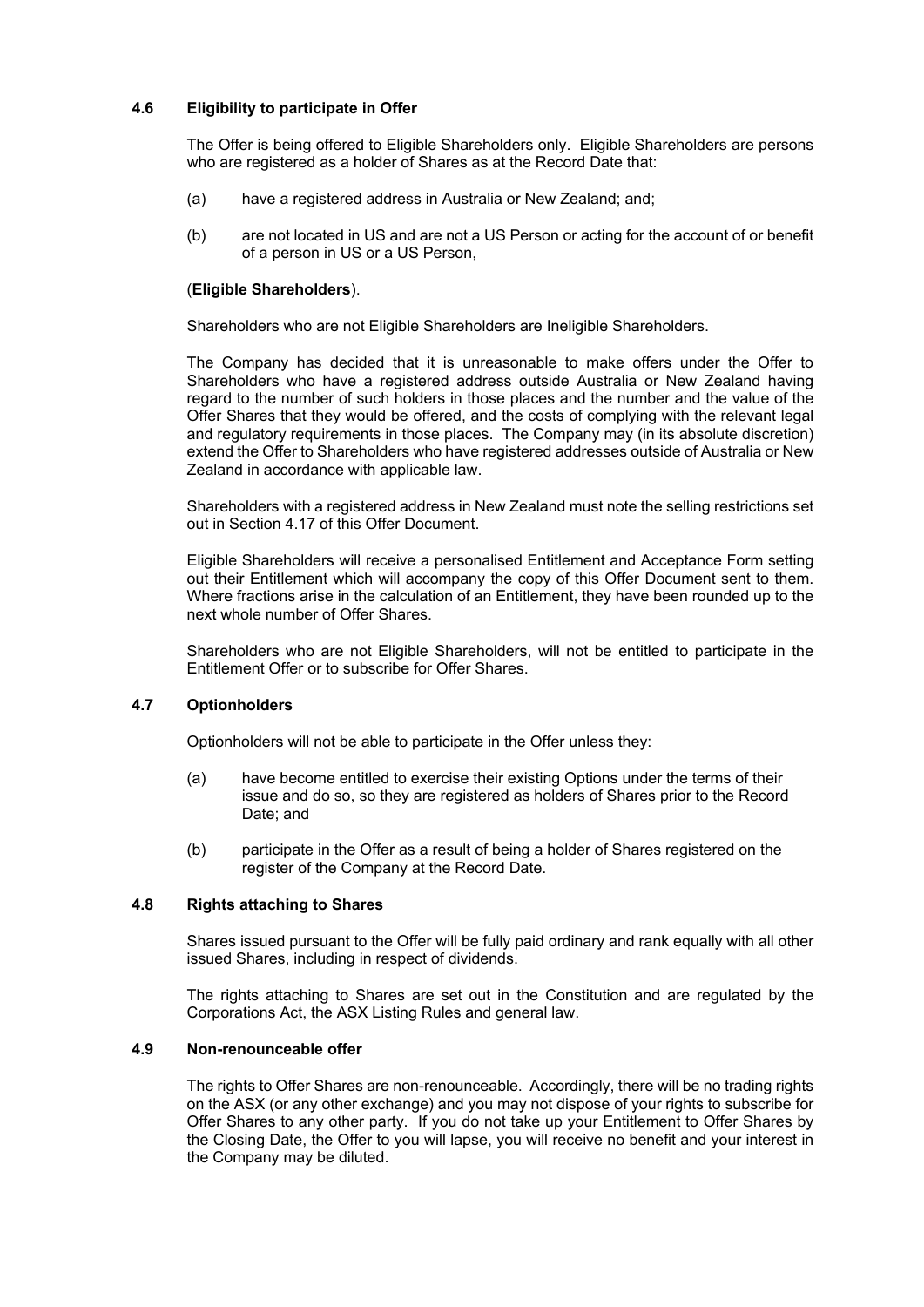### 4.6 Eligibility to participate in Offer

The Offer is being offered to Eligible Shareholders only. Eligible Shareholders are persons who are registered as a holder of Shares as at the Record Date that:

(a) have a registered address in Australia or New Zealand; and;

(b) are not located in US and are not a US Person or acting for the account of or benefit of a person in US or a US Person,

(**Eligible Shareholders**).

Shareholders who are not Eligible Shareholders are Ineligible Shareholders.

The Company has decided that it is unreasonable to make offers under the Offer to Shareholders who have a registered address outside Australia or New Zealand having regard to the number of such holders in those places and the number and the value of the Offer Shares that they would be offered, and the costs of complying with the relevant legal and regulatory requirements in those places. The Company may (in its absolute discretion) extend the Offer to Shareholders who have registered addresses outside of Australia or New Zealand in accordance with applicable law.

Shareholders with a registered address in New Zealand must note the selling restrictions set out in Section 4.17 of this Offer Document.

Eligible Shareholders will receive a personalised Entitlement and Acceptance Form setting out their Entitlement which will accompany the copy of this Offer Document sent to them. Where fractions arise in the calculation of an Entitlement, they have been rounded up to the next whole number of Offer Shares.

Shareholders who are not Eligible Shareholders, will not be entitled to participate in the Entitlement Offer or to subscribe for Offer Shares.

### 4.7 Optionholders

Optionholders will not be able to participate in the Offer unless they:

(a) have become entitled to exercise their existing Options under the terms of their issue and do so, so they are registered as holders of Shares prior to the Record Date; and

(b) participate in the Offer as a result of being a holder of Shares registered on the register of the Company at the Record Date.

### 4.8 Rights attaching to Shares

Shares issued pursuant to the Offer will be fully paid ordinary and rank equally with all other issued Shares, including in respect of dividends.

The rights attaching to Shares are set out in the Constitution and are regulated by the Corporations Act, the ASX Listing Rules and general law.

### 4.9 Non-renounceable offer

The rights to Offer Shares are non-renounceable. Accordingly, there will be no trading rights on the ASX (or any other exchange) and you may not dispose of your rights to subscribe for Offer Shares to any other party. If you do not take up your Entitlement to Offer Shares by the Closing Date, the Offer to you will lapse, you will receive no benefit and your interest in the Company may be diluted.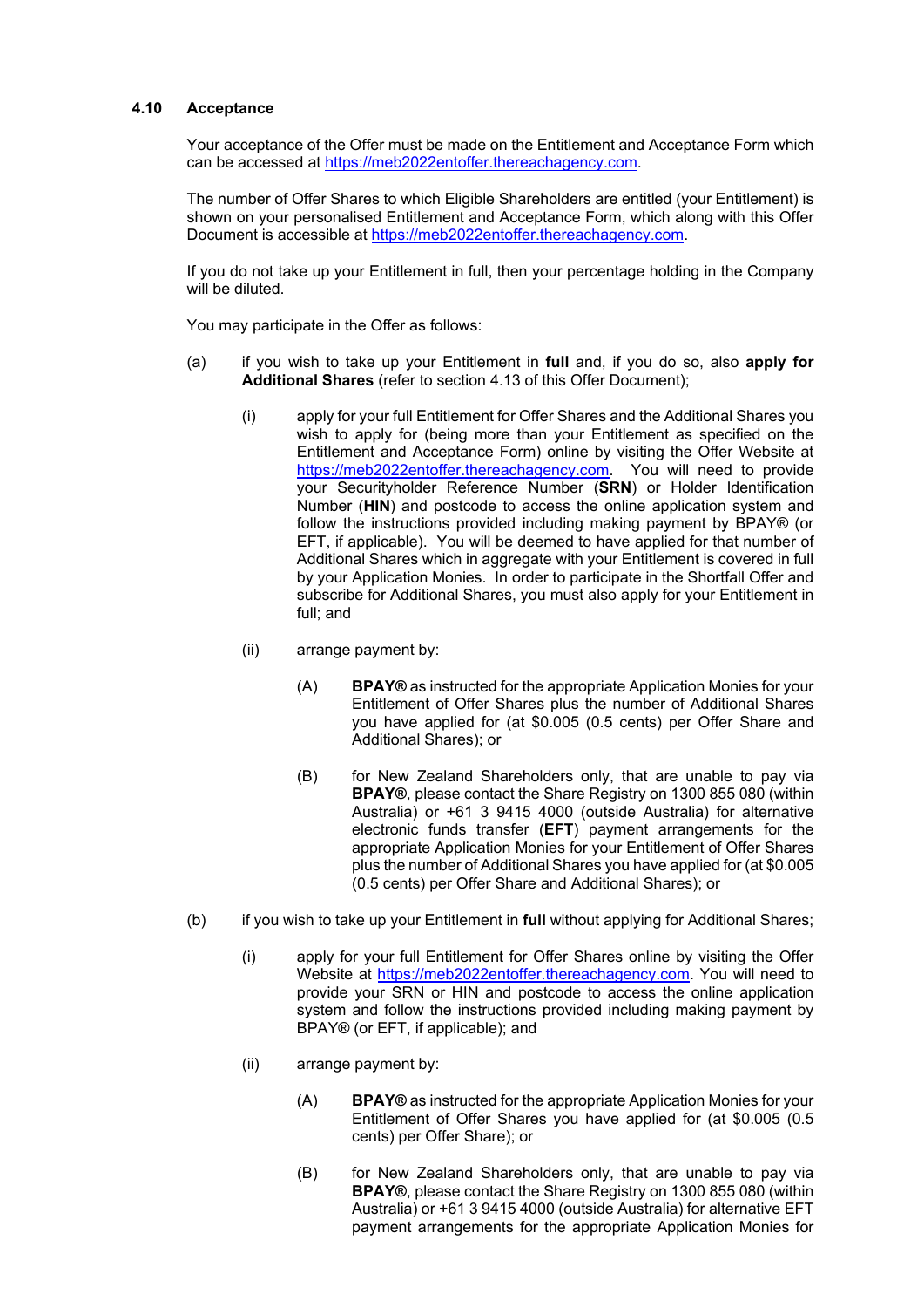### 4.10 Acceptance

Your acceptance of the Offer must be made on the Entitlement and Acceptance Form which can be accessed at https://meb2022entoffer.thereachagency.com.

The number of Offer Shares to which Eligible Shareholders are entitled (your Entitlement) is shown on your personalised Entitlement and Acceptance Form, which along with this Offer Document is accessible at https://meb2022entoffer.thereachagency.com.

If you do not take up your Entitlement in full, then your percentage holding in the Company will be diluted.

You may participate in the Offer as follows:

(a) if you wish to take up your Entitlement in **full** and, if you do so, also **apply for Additional Shares** (refer to section 4.13 of this Offer Document);

   (i) apply for your full Entitlement for Offer Shares and the Additional Shares you wish to apply for (being more than your Entitlement as specified on the Entitlement and Acceptance Form) online by visiting the Offer Website at https://meb2022entoffer.thereachagency.com. You will need to provide your Securityholder Reference Number (**SRN**) or Holder Identification Number (**HIN**) and postcode to access the online application system and follow the instructions provided including making payment by BPAY® (or EFT, if applicable). You will be deemed to have applied for that number of Additional Shares which in aggregate with your Entitlement is covered in full by your Application Monies. In order to participate in the Shortfall Offer and subscribe for Additional Shares, you must also apply for your Entitlement in full; and

   (ii) arrange payment by:

      (A) **BPAY®** as instructed for the appropriate Application Monies for your Entitlement of Offer Shares plus the number of Additional Shares you have applied for (at $0.005 (0.5 cents) per Offer Share and Additional Shares); or

      (B) for New Zealand Shareholders only, that are unable to pay via **BPAY®**, please contact the Share Registry on 1300 855 080 (within Australia) or +61 3 9415 4000 (outside Australia) for alternative electronic funds transfer (**EFT**) payment arrangements for the appropriate Application Monies for your Entitlement of Offer Shares plus the number of Additional Shares you have applied for (at $0.005 (0.5 cents) per Offer Share and Additional Shares); or

(b) if you wish to take up your Entitlement in **full** without applying for Additional Shares;

   (i) apply for your full Entitlement for Offer Shares online by visiting the Offer Website at https://meb2022entoffer.thereachagency.com. You will need to provide your SRN or HIN and postcode to access the online application system and follow the instructions provided including making payment by BPAY® (or EFT, if applicable); and

   (ii) arrange payment by:

      (A) **BPAY®** as instructed for the appropriate Application Monies for your Entitlement of Offer Shares you have applied for (at $0.005 (0.5 cents) per Offer Share); or

      (B) for New Zealand Shareholders only, that are unable to pay via **BPAY®**, please contact the Share Registry on 1300 855 080 (within Australia) or +61 3 9415 4000 (outside Australia) for alternative EFT payment arrangements for the appropriate Application Monies for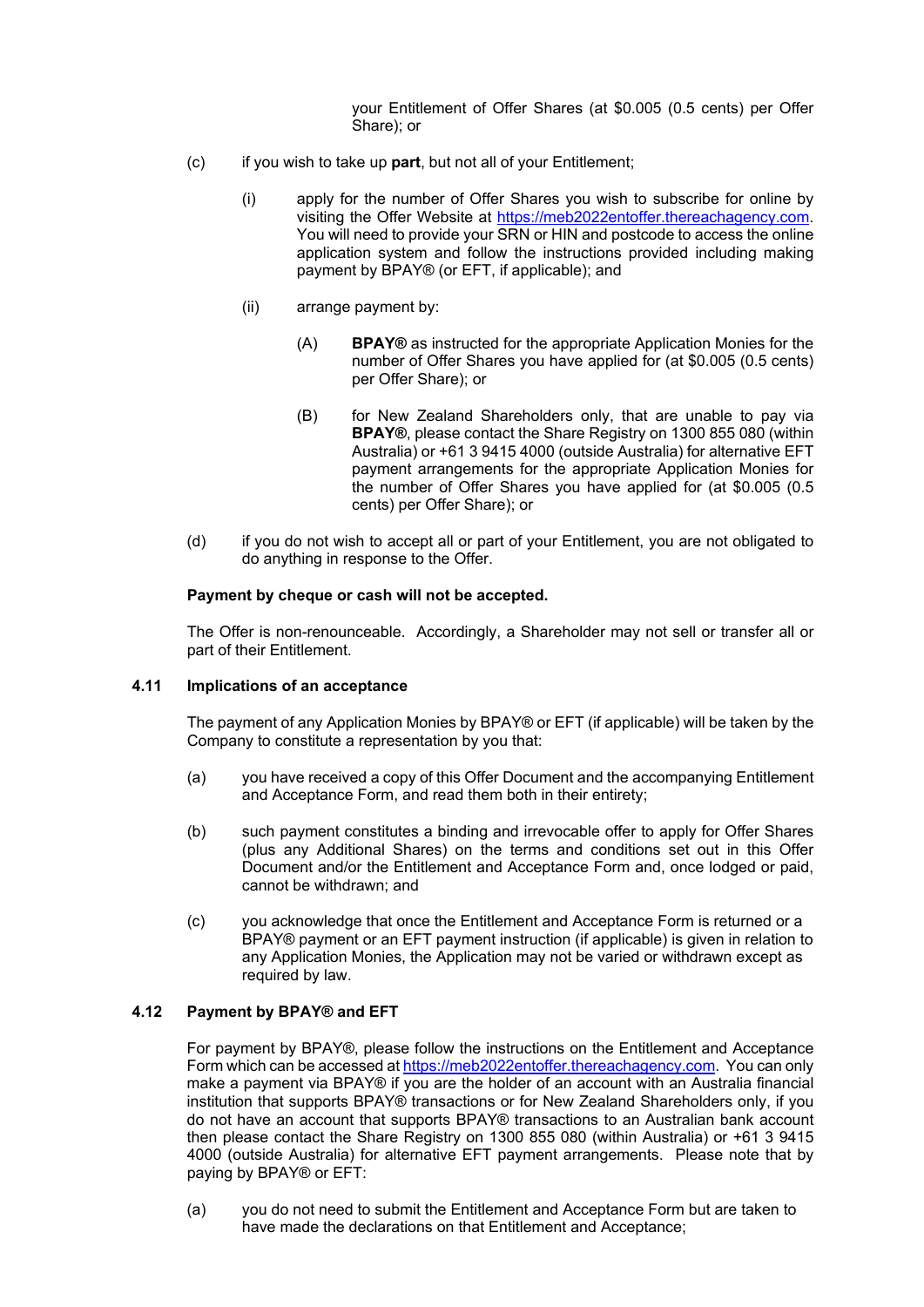your Entitlement of Offer Shares (at $0.005 (0.5 cents) per Offer Share); or

(c) if you wish to take up **part**, but not all of your Entitlement;

(i) apply for the number of Offer Shares you wish to subscribe for online by visiting the Offer Website at https://meb2022entoffer.thereachagency.com. You will need to provide your SRN or HIN and postcode to access the online application system and follow the instructions provided including making payment by BPAY® (or EFT, if applicable); and

(ii) arrange payment by:

(A) **BPAY®** as instructed for the appropriate Application Monies for the number of Offer Shares you have applied for (at $0.005 (0.5 cents) per Offer Share); or

(B) for New Zealand Shareholders only, that are unable to pay via **BPAY®**, please contact the Share Registry on 1300 855 080 (within Australia) or +61 3 9415 4000 (outside Australia) for alternative EFT payment arrangements for the appropriate Application Monies for the number of Offer Shares you have applied for (at $0.005 (0.5 cents) per Offer Share); or

(d) if you do not wish to accept all or part of your Entitlement, you are not obligated to do anything in response to the Offer.

**Payment by cheque or cash will not be accepted.**

The Offer is non-renounceable. Accordingly, a Shareholder may not sell or transfer all or part of their Entitlement.

### 4.11 Implications of an acceptance

The payment of any Application Monies by BPAY® or EFT (if applicable) will be taken by the Company to constitute a representation by you that:

(a) you have received a copy of this Offer Document and the accompanying Entitlement and Acceptance Form, and read them both in their entirety;

(b) such payment constitutes a binding and irrevocable offer to apply for Offer Shares (plus any Additional Shares) on the terms and conditions set out in this Offer Document and/or the Entitlement and Acceptance Form and, once lodged or paid, cannot be withdrawn; and

(c) you acknowledge that once the Entitlement and Acceptance Form is returned or a BPAY® payment or an EFT payment instruction (if applicable) is given in relation to any Application Monies, the Application may not be varied or withdrawn except as required by law.

### 4.12 Payment by BPAY® and EFT

For payment by BPAY®, please follow the instructions on the Entitlement and Acceptance Form which can be accessed at https://meb2022entoffer.thereachagency.com. You can only make a payment via BPAY® if you are the holder of an account with an Australia financial institution that supports BPAY® transactions or for New Zealand Shareholders only, if you do not have an account that supports BPAY® transactions to an Australian bank account then please contact the Share Registry on 1300 855 080 (within Australia) or +61 3 9415 4000 (outside Australia) for alternative EFT payment arrangements. Please note that by paying by BPAY® or EFT:

(a) you do not need to submit the Entitlement and Acceptance Form but are taken to have made the declarations on that Entitlement and Acceptance;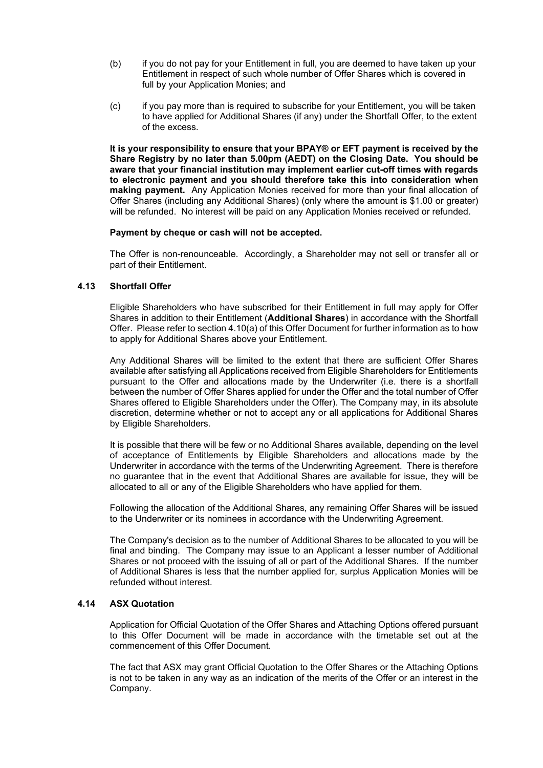(b) if you do not pay for your Entitlement in full, you are deemed to have taken up your Entitlement in respect of such whole number of Offer Shares which is covered in full by your Application Monies; and

(c) if you pay more than is required to subscribe for your Entitlement, you will be taken to have applied for Additional Shares (if any) under the Shortfall Offer, to the extent of the excess.

**It is your responsibility to ensure that your BPAY® or EFT payment is received by the Share Registry by no later than 5.00pm (AEDT) on the Closing Date. You should be aware that your financial institution may implement earlier cut-off times with regards to electronic payment and you should therefore take this into consideration when making payment.** Any Application Monies received for more than your final allocation of Offer Shares (including any Additional Shares) (only where the amount is $1.00 or greater) will be refunded. No interest will be paid on any Application Monies received or refunded.

**Payment by cheque or cash will not be accepted.**

The Offer is non-renounceable. Accordingly, a Shareholder may not sell or transfer all or part of their Entitlement.

### 4.13 Shortfall Offer

Eligible Shareholders who have subscribed for their Entitlement in full may apply for Offer Shares in addition to their Entitlement (**Additional Shares**) in accordance with the Shortfall Offer. Please refer to section 4.10(a) of this Offer Document for further information as to how to apply for Additional Shares above your Entitlement.

Any Additional Shares will be limited to the extent that there are sufficient Offer Shares available after satisfying all Applications received from Eligible Shareholders for Entitlements pursuant to the Offer and allocations made by the Underwriter (i.e. there is a shortfall between the number of Offer Shares applied for under the Offer and the total number of Offer Shares offered to Eligible Shareholders under the Offer). The Company may, in its absolute discretion, determine whether or not to accept any or all applications for Additional Shares by Eligible Shareholders.

It is possible that there will be few or no Additional Shares available, depending on the level of acceptance of Entitlements by Eligible Shareholders and allocations made by the Underwriter in accordance with the terms of the Underwriting Agreement. There is therefore no guarantee that in the event that Additional Shares are available for issue, they will be allocated to all or any of the Eligible Shareholders who have applied for them.

Following the allocation of the Additional Shares, any remaining Offer Shares will be issued to the Underwriter or its nominees in accordance with the Underwriting Agreement.

The Company's decision as to the number of Additional Shares to be allocated to you will be final and binding. The Company may issue to an Applicant a lesser number of Additional Shares or not proceed with the issuing of all or part of the Additional Shares. If the number of Additional Shares is less that the number applied for, surplus Application Monies will be refunded without interest.

### 4.14 ASX Quotation

Application for Official Quotation of the Offer Shares and Attaching Options offered pursuant to this Offer Document will be made in accordance with the timetable set out at the commencement of this Offer Document.

The fact that ASX may grant Official Quotation to the Offer Shares or the Attaching Options is not to be taken in any way as an indication of the merits of the Offer or an interest in the Company.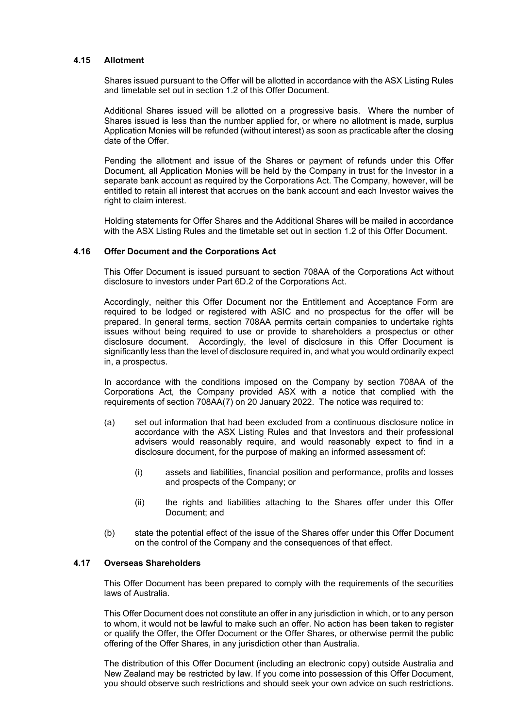### 4.15 Allotment

Shares issued pursuant to the Offer will be allotted in accordance with the ASX Listing Rules and timetable set out in section 1.2 of this Offer Document.

Additional Shares issued will be allotted on a progressive basis. Where the number of Shares issued is less than the number applied for, or where no allotment is made, surplus Application Monies will be refunded (without interest) as soon as practicable after the closing date of the Offer.

Pending the allotment and issue of the Shares or payment of refunds under this Offer Document, all Application Monies will be held by the Company in trust for the Investor in a separate bank account as required by the Corporations Act. The Company, however, will be entitled to retain all interest that accrues on the bank account and each Investor waives the right to claim interest.

Holding statements for Offer Shares and the Additional Shares will be mailed in accordance with the ASX Listing Rules and the timetable set out in section 1.2 of this Offer Document.

### 4.16 Offer Document and the Corporations Act

This Offer Document is issued pursuant to section 708AA of the Corporations Act without disclosure to investors under Part 6D.2 of the Corporations Act.

Accordingly, neither this Offer Document nor the Entitlement and Acceptance Form are required to be lodged or registered with ASIC and no prospectus for the offer will be prepared. In general terms, section 708AA permits certain companies to undertake rights issues without being required to use or provide to shareholders a prospectus or other disclosure document. Accordingly, the level of disclosure in this Offer Document is significantly less than the level of disclosure required in, and what you would ordinarily expect in, a prospectus.

In accordance with the conditions imposed on the Company by section 708AA of the Corporations Act, the Company provided ASX with a notice that complied with the requirements of section 708AA(7) on 20 January 2022. The notice was required to:

(a) set out information that had been excluded from a continuous disclosure notice in accordance with the ASX Listing Rules and that Investors and their professional advisers would reasonably require, and would reasonably expect to find in a disclosure document, for the purpose of making an informed assessment of:

   (i) assets and liabilities, financial position and performance, profits and losses and prospects of the Company; or

   (ii) the rights and liabilities attaching to the Shares offer under this Offer Document; and

(b) state the potential effect of the issue of the Shares offer under this Offer Document on the control of the Company and the consequences of that effect.

### 4.17 Overseas Shareholders

This Offer Document has been prepared to comply with the requirements of the securities laws of Australia.

This Offer Document does not constitute an offer in any jurisdiction in which, or to any person to whom, it would not be lawful to make such an offer. No action has been taken to register or qualify the Offer, the Offer Document or the Offer Shares, or otherwise permit the public offering of the Offer Shares, in any jurisdiction other than Australia.

The distribution of this Offer Document (including an electronic copy) outside Australia and New Zealand may be restricted by law. If you come into possession of this Offer Document, you should observe such restrictions and should seek your own advice on such restrictions.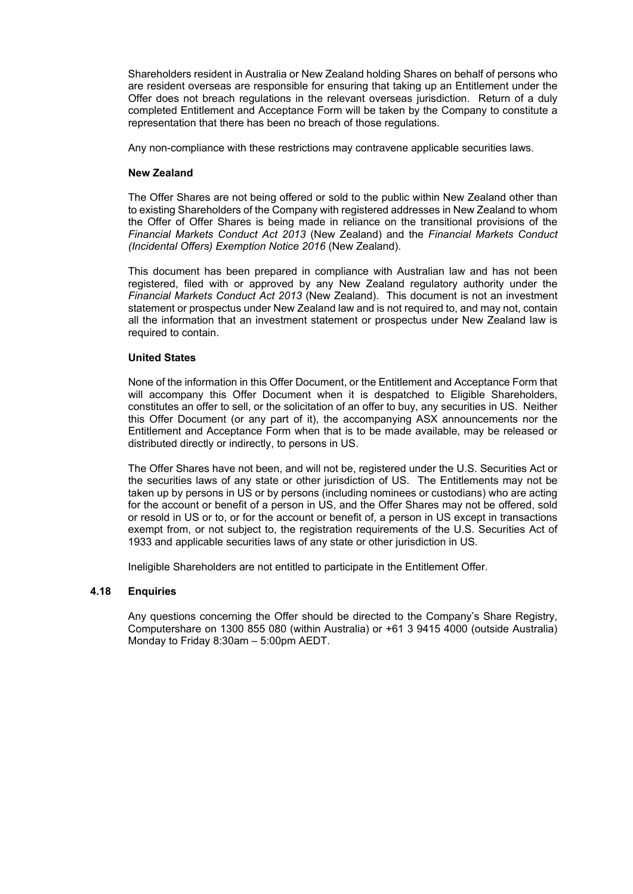Shareholders resident in Australia or New Zealand holding Shares on behalf of persons who are resident overseas are responsible for ensuring that taking up an Entitlement under the Offer does not breach regulations in the relevant overseas jurisdiction. Return of a duly completed Entitlement and Acceptance Form will be taken by the Company to constitute a representation that there has been no breach of those regulations.

Any non-compliance with these restrictions may contravene applicable securities laws.

**New Zealand**

The Offer Shares are not being offered or sold to the public within New Zealand other than to existing Shareholders of the Company with registered addresses in New Zealand to whom the Offer of Offer Shares is being made in reliance on the transitional provisions of the *Financial Markets Conduct Act 2013* (New Zealand) and the *Financial Markets Conduct (Incidental Offers) Exemption Notice 2016* (New Zealand).

This document has been prepared in compliance with Australian law and has not been registered, filed with or approved by any New Zealand regulatory authority under the *Financial Markets Conduct Act 2013* (New Zealand). This document is not an investment statement or prospectus under New Zealand law and is not required to, and may not, contain all the information that an investment statement or prospectus under New Zealand law is required to contain.

**United States**

None of the information in this Offer Document, or the Entitlement and Acceptance Form that will accompany this Offer Document when it is despatched to Eligible Shareholders, constitutes an offer to sell, or the solicitation of an offer to buy, any securities in US. Neither this Offer Document (or any part of it), the accompanying ASX announcements nor the Entitlement and Acceptance Form when that is to be made available, may be released or distributed directly or indirectly, to persons in US.

The Offer Shares have not been, and will not be, registered under the U.S. Securities Act or the securities laws of any state or other jurisdiction of US. The Entitlements may not be taken up by persons in US or by persons (including nominees or custodians) who are acting for the account or benefit of a person in US, and the Offer Shares may not be offered, sold or resold in US or to, or for the account or benefit of, a person in US except in transactions exempt from, or not subject to, the registration requirements of the U.S. Securities Act of 1933 and applicable securities laws of any state or other jurisdiction in US.

Ineligible Shareholders are not entitled to participate in the Entitlement Offer.

### 4.18 Enquiries

Any questions concerning the Offer should be directed to the Company's Share Registry, Computershare on 1300 855 080 (within Australia) or +61 3 9415 4000 (outside Australia) Monday to Friday 8:30am – 5:00pm AEDT.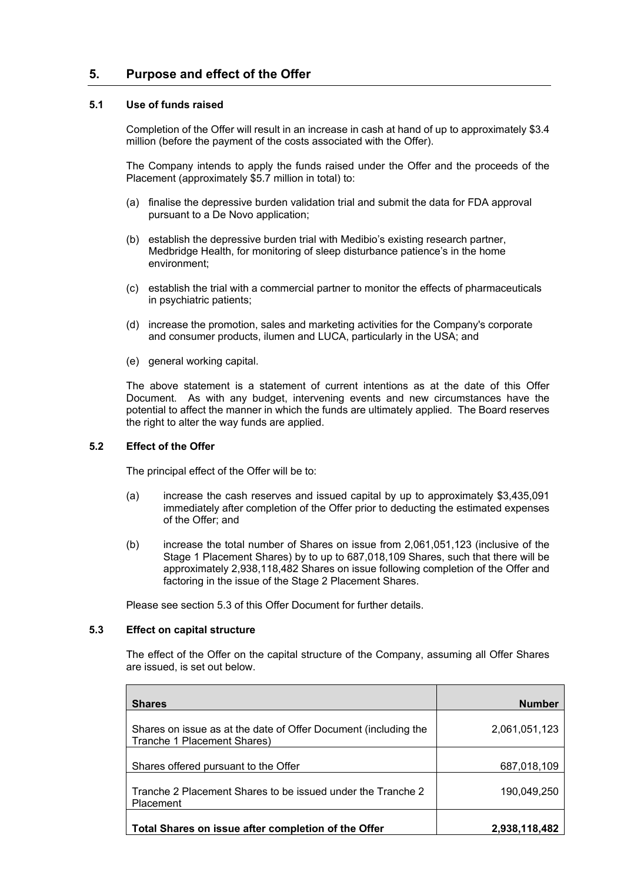## 5. Purpose and effect of the Offer

### 5.1 Use of funds raised

Completion of the Offer will result in an increase in cash at hand of up to approximately $3.4 million (before the payment of the costs associated with the Offer).

The Company intends to apply the funds raised under the Offer and the proceeds of the Placement (approximately $5.7 million in total) to:

(a) finalise the depressive burden validation trial and submit the data for FDA approval pursuant to a De Novo application;

(b) establish the depressive burden trial with Medibio's existing research partner, Medbridge Health, for monitoring of sleep disturbance patience's in the home environment;

(c) establish the trial with a commercial partner to monitor the effects of pharmaceuticals in psychiatric patients;

(d) increase the promotion, sales and marketing activities for the Company's corporate and consumer products, ilumen and LUCA, particularly in the USA; and

(e) general working capital.

The above statement is a statement of current intentions as at the date of this Offer Document. As with any budget, intervening events and new circumstances have the potential to affect the manner in which the funds are ultimately applied. The Board reserves the right to alter the way funds are applied.

### 5.2 Effect of the Offer

The principal effect of the Offer will be to:

(a) increase the cash reserves and issued capital by up to approximately $3,435,091 immediately after completion of the Offer prior to deducting the estimated expenses of the Offer; and

(b) increase the total number of Shares on issue from 2,061,051,123 (inclusive of the Stage 1 Placement Shares) by to up to 687,018,109 Shares, such that there will be approximately 2,938,118,482 Shares on issue following completion of the Offer and factoring in the issue of the Stage 2 Placement Shares.

Please see section 5.3 of this Offer Document for further details.

### 5.3 Effect on capital structure

The effect of the Offer on the capital structure of the Company, assuming all Offer Shares are issued, is set out below.

| Shares | Number |
|---|---:|
| Shares on issue as at the date of Offer Document (including the Tranche 1 Placement Shares) | 2,061,051,123 |
| Shares offered pursuant to the Offer | 687,018,109 |
| Tranche 2 Placement Shares to be issued under the Tranche 2 Placement | 190,049,250 |
| **Total Shares on issue after completion of the Offer** | **2,938,118,482** |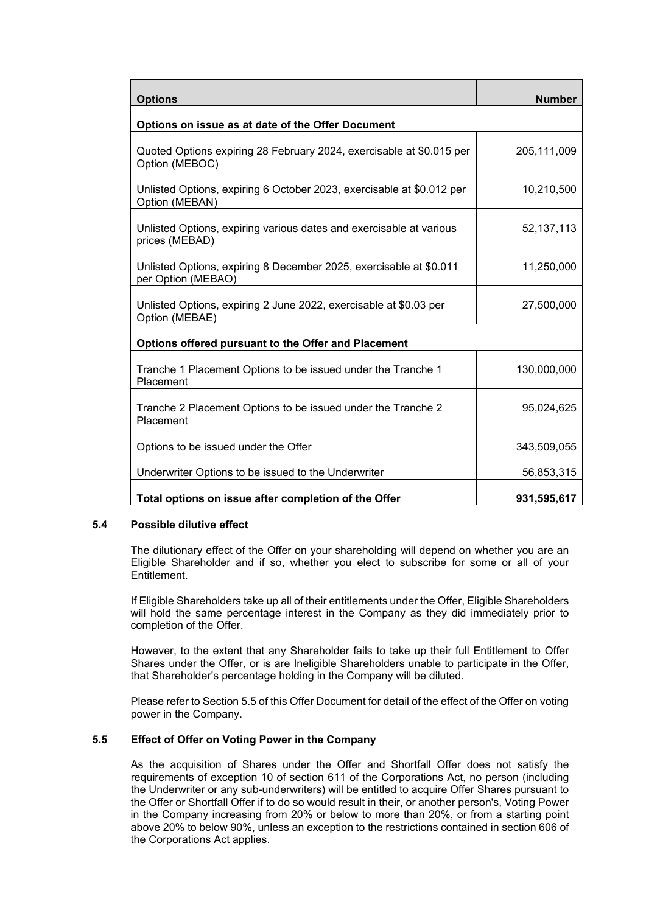| Options | Number |
|---|---|
| **Options on issue as at date of the Offer Document** | |
| Quoted Options expiring 28 February 2024, exercisable at $0.015 per Option (MEBOC) | 205,111,009 |
| Unlisted Options, expiring 6 October 2023, exercisable at $0.012 per Option (MEBAN) | 10,210,500 |
| Unlisted Options, expiring various dates and exercisable at various prices (MEBAD) | 52,137,113 |
| Unlisted Options, expiring 8 December 2025, exercisable at $0.011 per Option (MEBAO) | 11,250,000 |
| Unlisted Options, expiring 2 June 2022, exercisable at $0.03 per Option (MEBAE) | 27,500,000 |
| **Options offered pursuant to the Offer and Placement** | |
| Tranche 1 Placement Options to be issued under the Tranche 1 Placement | 130,000,000 |
| Tranche 2 Placement Options to be issued under the Tranche 2 Placement | 95,024,625 |
| Options to be issued under the Offer | 343,509,055 |
| Underwriter Options to be issued to the Underwriter | 56,853,315 |
| **Total options on issue after completion of the Offer** | **931,595,617** |

### 5.4 Possible dilutive effect

The dilutionary effect of the Offer on your shareholding will depend on whether you are an Eligible Shareholder and if so, whether you elect to subscribe for some or all of your Entitlement.

If Eligible Shareholders take up all of their entitlements under the Offer, Eligible Shareholders will hold the same percentage interest in the Company as they did immediately prior to completion of the Offer.

However, to the extent that any Shareholder fails to take up their full Entitlement to Offer Shares under the Offer, or is are Ineligible Shareholders unable to participate in the Offer, that Shareholder's percentage holding in the Company will be diluted.

Please refer to Section 5.5 of this Offer Document for detail of the effect of the Offer on voting power in the Company.

### 5.5 Effect of Offer on Voting Power in the Company

As the acquisition of Shares under the Offer and Shortfall Offer does not satisfy the requirements of exception 10 of section 611 of the Corporations Act, no person (including the Underwriter or any sub-underwriters) will be entitled to acquire Offer Shares pursuant to the Offer or Shortfall Offer if to do so would result in their, or another person's, Voting Power in the Company increasing from 20% or below to more than 20%, or from a starting point above 20% to below 90%, unless an exception to the restrictions contained in section 606 of the Corporations Act applies.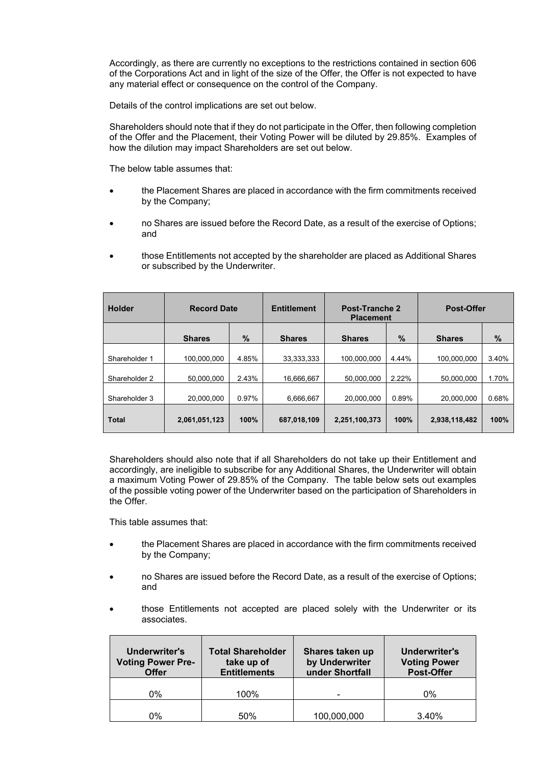Accordingly, as there are currently no exceptions to the restrictions contained in section 606 of the Corporations Act and in light of the size of the Offer, the Offer is not expected to have any material effect or consequence on the control of the Company.

Details of the control implications are set out below.

Shareholders should note that if they do not participate in the Offer, then following completion of the Offer and the Placement, their Voting Power will be diluted by 29.85%. Examples of how the dilution may impact Shareholders are set out below.

The below table assumes that:

- the Placement Shares are placed in accordance with the firm commitments received by the Company;
- no Shares are issued before the Record Date, as a result of the exercise of Options; and
- those Entitlements not accepted by the shareholder are placed as Additional Shares or subscribed by the Underwriter.

| Holder | Record Date | | Entitlement | Post-Tranche 2 Placement | | Post-Offer | |
|---|---|---|---|---|---|---|---|
| | **Shares** | **%** | **Shares** | **Shares** | **%** | **Shares** | **%** |
| Shareholder 1 | 100,000,000 | 4.85% | 33,333,333 | 100,000,000 | 4.44% | 100,000,000 | 3.40% |
| Shareholder 2 | 50,000,000 | 2.43% | 16,666,667 | 50,000,000 | 2.22% | 50,000,000 | 1.70% |
| Shareholder 3 | 20,000,000 | 0.97% | 6,666,667 | 20,000,000 | 0.89% | 20,000,000 | 0.68% |
| **Total** | **2,061,051,123** | **100%** | **687,018,109** | **2,251,100,373** | **100%** | **2,938,118,482** | **100%** |

Shareholders should also note that if all Shareholders do not take up their Entitlement and accordingly, are ineligible to subscribe for any Additional Shares, the Underwriter will obtain a maximum Voting Power of 29.85% of the Company. The table below sets out examples of the possible voting power of the Underwriter based on the participation of Shareholders in the Offer.

This table assumes that:

- the Placement Shares are placed in accordance with the firm commitments received by the Company;
- no Shares are issued before the Record Date, as a result of the exercise of Options; and
- those Entitlements not accepted are placed solely with the Underwriter or its associates.

| Underwriter's Voting Power Pre-Offer | Total Shareholder take up of Entitlements | Shares taken up by Underwriter under Shortfall | Underwriter's Voting Power Post-Offer |
|---|---|---|---|
| 0% | 100% | - | 0% |
| 0% | 50% | 100,000,000 | 3.40% |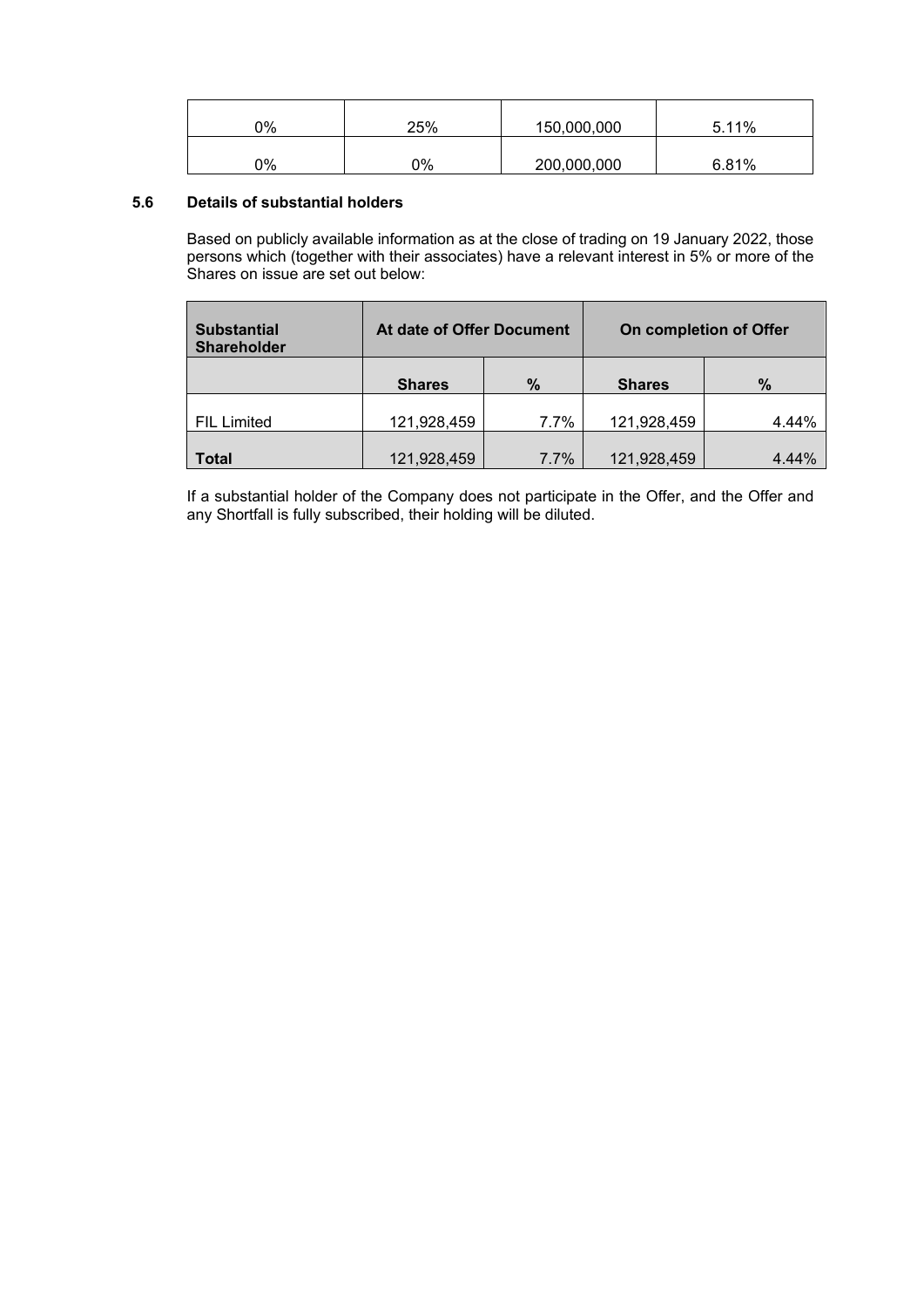| 0% | 25% | 150,000,000 | 5.11% |
|---|---|---|---|
| 0% | 0% | 200,000,000 | 6.81% |

### 5.6 Details of substantial holders

Based on publicly available information as at the close of trading on 19 January 2022, those persons which (together with their associates) have a relevant interest in 5% or more of the Shares on issue are set out below:

| **Substantial Shareholder** | **At date of Offer Document** | | **On completion of Offer** | |
|---|---|---|---|---|
| | **Shares** | **%** | **Shares** | **%** |
| FIL Limited | 121,928,459 | 7.7% | 121,928,459 | 4.44% |
| **Total** | 121,928,459 | 7.7% | 121,928,459 | 4.44% |

If a substantial holder of the Company does not participate in the Offer, and the Offer and any Shortfall is fully subscribed, their holding will be diluted.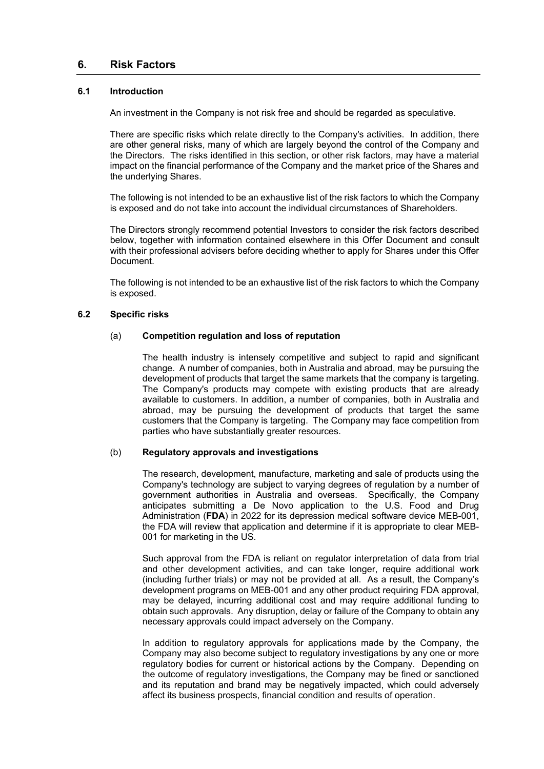# 6. Risk Factors

## 6.1 Introduction

An investment in the Company is not risk free and should be regarded as speculative.

There are specific risks which relate directly to the Company's activities. In addition, there are other general risks, many of which are largely beyond the control of the Company and the Directors. The risks identified in this section, or other risk factors, may have a material impact on the financial performance of the Company and the market price of the Shares and the underlying Shares.

The following is not intended to be an exhaustive list of the risk factors to which the Company is exposed and do not take into account the individual circumstances of Shareholders.

The Directors strongly recommend potential Investors to consider the risk factors described below, together with information contained elsewhere in this Offer Document and consult with their professional advisers before deciding whether to apply for Shares under this Offer Document.

The following is not intended to be an exhaustive list of the risk factors to which the Company is exposed.

## 6.2 Specific risks

### (a) Competition regulation and loss of reputation

The health industry is intensely competitive and subject to rapid and significant change. A number of companies, both in Australia and abroad, may be pursuing the development of products that target the same markets that the company is targeting. The Company's products may compete with existing products that are already available to customers. In addition, a number of companies, both in Australia and abroad, may be pursuing the development of products that target the same customers that the Company is targeting. The Company may face competition from parties who have substantially greater resources.

### (b) Regulatory approvals and investigations

The research, development, manufacture, marketing and sale of products using the Company's technology are subject to varying degrees of regulation by a number of government authorities in Australia and overseas. Specifically, the Company anticipates submitting a De Novo application to the U.S. Food and Drug Administration (**FDA**) in 2022 for its depression medical software device MEB-001, the FDA will review that application and determine if it is appropriate to clear MEB-001 for marketing in the US.

Such approval from the FDA is reliant on regulator interpretation of data from trial and other development activities, and can take longer, require additional work (including further trials) or may not be provided at all. As a result, the Company's development programs on MEB-001 and any other product requiring FDA approval, may be delayed, incurring additional cost and may require additional funding to obtain such approvals. Any disruption, delay or failure of the Company to obtain any necessary approvals could impact adversely on the Company.

In addition to regulatory approvals for applications made by the Company, the Company may also become subject to regulatory investigations by any one or more regulatory bodies for current or historical actions by the Company. Depending on the outcome of regulatory investigations, the Company may be fined or sanctioned and its reputation and brand may be negatively impacted, which could adversely affect its business prospects, financial condition and results of operation.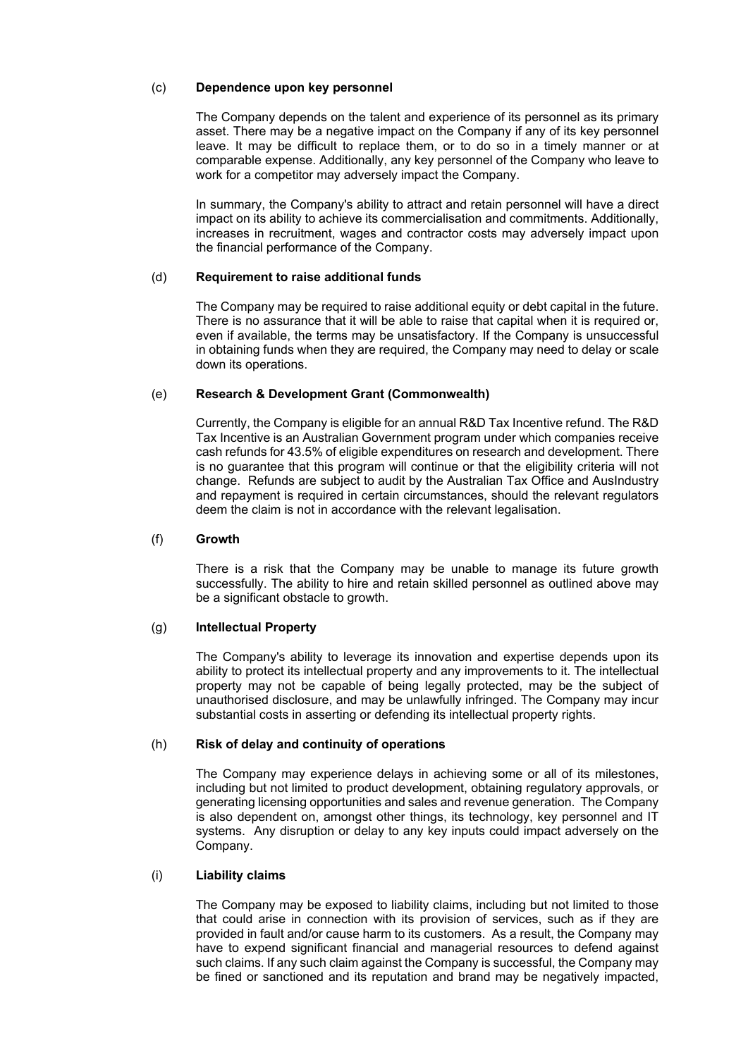(c) **Dependence upon key personnel**

The Company depends on the talent and experience of its personnel as its primary asset. There may be a negative impact on the Company if any of its key personnel leave. It may be difficult to replace them, or to do so in a timely manner or at comparable expense. Additionally, any key personnel of the Company who leave to work for a competitor may adversely impact the Company.

In summary, the Company's ability to attract and retain personnel will have a direct impact on its ability to achieve its commercialisation and commitments. Additionally, increases in recruitment, wages and contractor costs may adversely impact upon the financial performance of the Company.

(d) **Requirement to raise additional funds**

The Company may be required to raise additional equity or debt capital in the future. There is no assurance that it will be able to raise that capital when it is required or, even if available, the terms may be unsatisfactory. If the Company is unsuccessful in obtaining funds when they are required, the Company may need to delay or scale down its operations.

(e) **Research & Development Grant (Commonwealth)**

Currently, the Company is eligible for an annual R&D Tax Incentive refund. The R&D Tax Incentive is an Australian Government program under which companies receive cash refunds for 43.5% of eligible expenditures on research and development. There is no guarantee that this program will continue or that the eligibility criteria will not change. Refunds are subject to audit by the Australian Tax Office and AusIndustry and repayment is required in certain circumstances, should the relevant regulators deem the claim is not in accordance with the relevant legalisation.

(f) **Growth**

There is a risk that the Company may be unable to manage its future growth successfully. The ability to hire and retain skilled personnel as outlined above may be a significant obstacle to growth.

(g) **Intellectual Property**

The Company's ability to leverage its innovation and expertise depends upon its ability to protect its intellectual property and any improvements to it. The intellectual property may not be capable of being legally protected, may be the subject of unauthorised disclosure, and may be unlawfully infringed. The Company may incur substantial costs in asserting or defending its intellectual property rights.

(h) **Risk of delay and continuity of operations**

The Company may experience delays in achieving some or all of its milestones, including but not limited to product development, obtaining regulatory approvals, or generating licensing opportunities and sales and revenue generation. The Company is also dependent on, amongst other things, its technology, key personnel and IT systems. Any disruption or delay to any key inputs could impact adversely on the Company.

(i) **Liability claims**

The Company may be exposed to liability claims, including but not limited to those that could arise in connection with its provision of services, such as if they are provided in fault and/or cause harm to its customers. As a result, the Company may have to expend significant financial and managerial resources to defend against such claims. If any such claim against the Company is successful, the Company may be fined or sanctioned and its reputation and brand may be negatively impacted,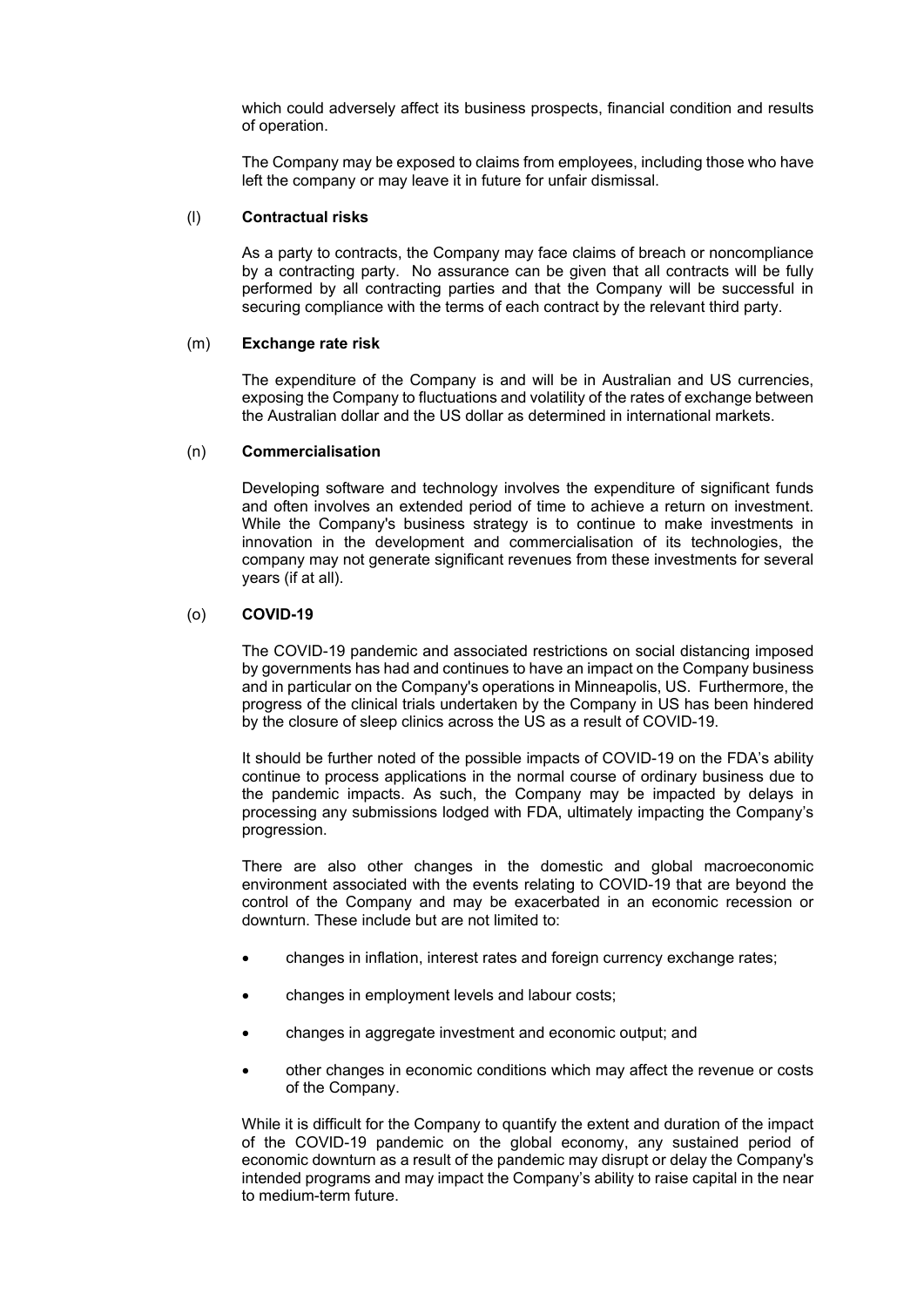which could adversely affect its business prospects, financial condition and results of operation.

The Company may be exposed to claims from employees, including those who have left the company or may leave it in future for unfair dismissal.

(l) **Contractual risks**

As a party to contracts, the Company may face claims of breach or noncompliance by a contracting party. No assurance can be given that all contracts will be fully performed by all contracting parties and that the Company will be successful in securing compliance with the terms of each contract by the relevant third party.

(m) **Exchange rate risk**

The expenditure of the Company is and will be in Australian and US currencies, exposing the Company to fluctuations and volatility of the rates of exchange between the Australian dollar and the US dollar as determined in international markets.

(n) **Commercialisation**

Developing software and technology involves the expenditure of significant funds and often involves an extended period of time to achieve a return on investment. While the Company's business strategy is to continue to make investments in innovation in the development and commercialisation of its technologies, the company may not generate significant revenues from these investments for several years (if at all).

(o) **COVID-19**

The COVID-19 pandemic and associated restrictions on social distancing imposed by governments has had and continues to have an impact on the Company business and in particular on the Company's operations in Minneapolis, US. Furthermore, the progress of the clinical trials undertaken by the Company in US has been hindered by the closure of sleep clinics across the US as a result of COVID-19.

It should be further noted of the possible impacts of COVID-19 on the FDA's ability continue to process applications in the normal course of ordinary business due to the pandemic impacts. As such, the Company may be impacted by delays in processing any submissions lodged with FDA, ultimately impacting the Company's progression.

There are also other changes in the domestic and global macroeconomic environment associated with the events relating to COVID-19 that are beyond the control of the Company and may be exacerbated in an economic recession or downturn. These include but are not limited to:

- changes in inflation, interest rates and foreign currency exchange rates;
- changes in employment levels and labour costs;
- changes in aggregate investment and economic output; and
- other changes in economic conditions which may affect the revenue or costs of the Company.

While it is difficult for the Company to quantify the extent and duration of the impact of the COVID-19 pandemic on the global economy, any sustained period of economic downturn as a result of the pandemic may disrupt or delay the Company's intended programs and may impact the Company's ability to raise capital in the near to medium-term future.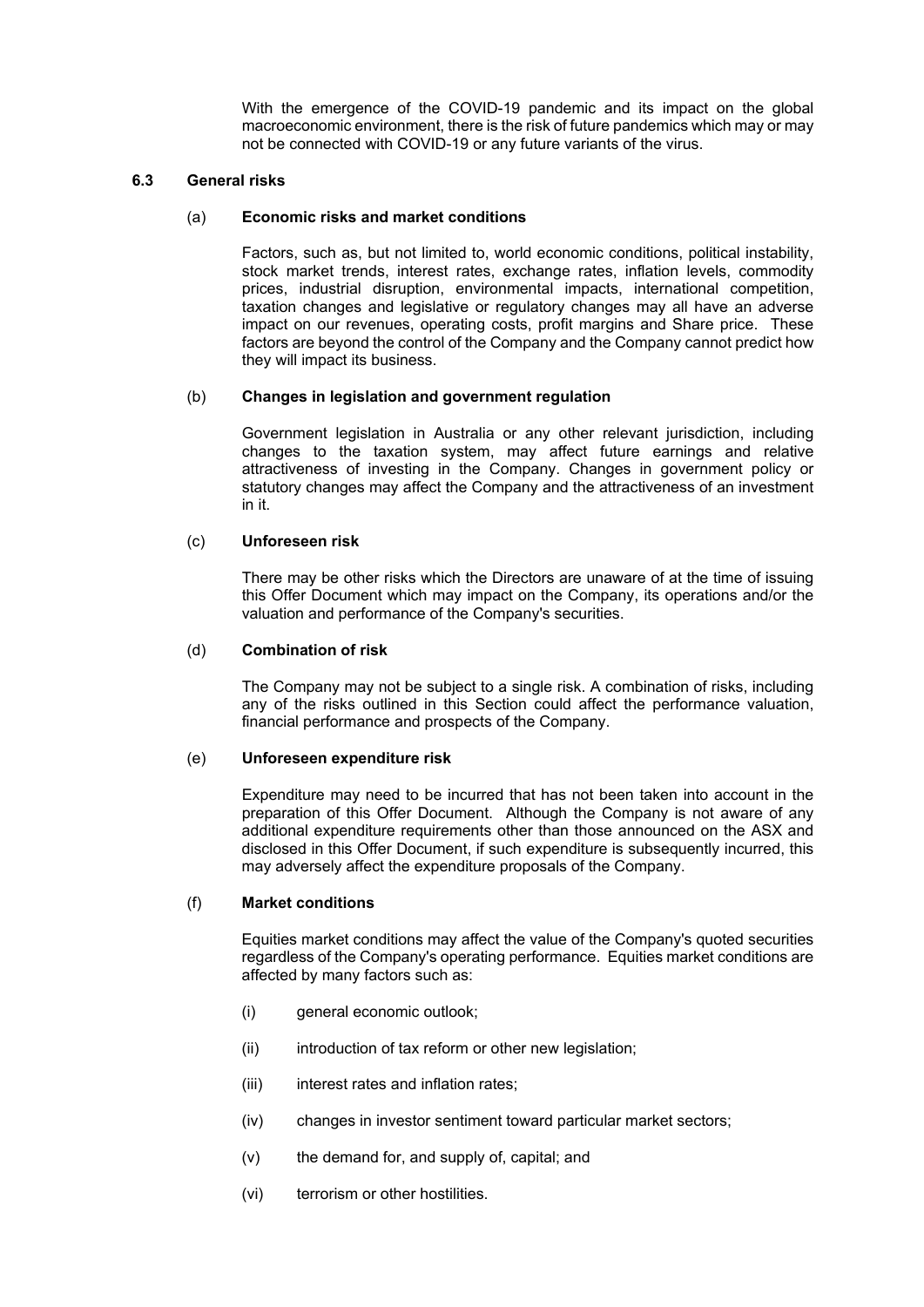With the emergence of the COVID-19 pandemic and its impact on the global macroeconomic environment, there is the risk of future pandemics which may or may not be connected with COVID-19 or any future variants of the virus.

### 6.3 General risks

#### (a) Economic risks and market conditions

Factors, such as, but not limited to, world economic conditions, political instability, stock market trends, interest rates, exchange rates, inflation levels, commodity prices, industrial disruption, environmental impacts, international competition, taxation changes and legislative or regulatory changes may all have an adverse impact on our revenues, operating costs, profit margins and Share price. These factors are beyond the control of the Company and the Company cannot predict how they will impact its business.

#### (b) Changes in legislation and government regulation

Government legislation in Australia or any other relevant jurisdiction, including changes to the taxation system, may affect future earnings and relative attractiveness of investing in the Company. Changes in government policy or statutory changes may affect the Company and the attractiveness of an investment in it.

#### (c) Unforeseen risk

There may be other risks which the Directors are unaware of at the time of issuing this Offer Document which may impact on the Company, its operations and/or the valuation and performance of the Company's securities.

#### (d) Combination of risk

The Company may not be subject to a single risk. A combination of risks, including any of the risks outlined in this Section could affect the performance valuation, financial performance and prospects of the Company.

#### (e) Unforeseen expenditure risk

Expenditure may need to be incurred that has not been taken into account in the preparation of this Offer Document. Although the Company is not aware of any additional expenditure requirements other than those announced on the ASX and disclosed in this Offer Document, if such expenditure is subsequently incurred, this may adversely affect the expenditure proposals of the Company.

#### (f) Market conditions

Equities market conditions may affect the value of the Company's quoted securities regardless of the Company's operating performance. Equities market conditions are affected by many factors such as:

- (i) general economic outlook;
- (ii) introduction of tax reform or other new legislation;
- (iii) interest rates and inflation rates;
- (iv) changes in investor sentiment toward particular market sectors;
- (v) the demand for, and supply of, capital; and
- (vi) terrorism or other hostilities.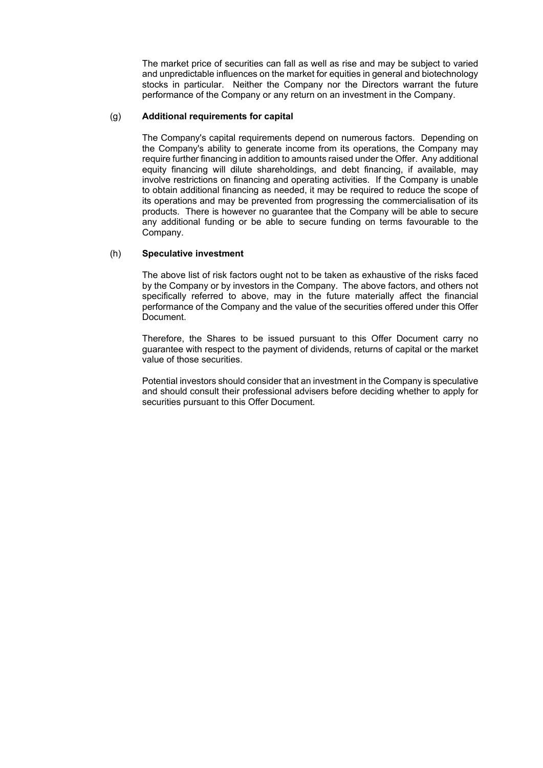The market price of securities can fall as well as rise and may be subject to varied and unpredictable influences on the market for equities in general and biotechnology stocks in particular. Neither the Company nor the Directors warrant the future performance of the Company or any return on an investment in the Company.

(g) **Additional requirements for capital**

The Company's capital requirements depend on numerous factors. Depending on the Company's ability to generate income from its operations, the Company may require further financing in addition to amounts raised under the Offer. Any additional equity financing will dilute shareholdings, and debt financing, if available, may involve restrictions on financing and operating activities. If the Company is unable to obtain additional financing as needed, it may be required to reduce the scope of its operations and may be prevented from progressing the commercialisation of its products. There is however no guarantee that the Company will be able to secure any additional funding or be able to secure funding on terms favourable to the Company.

(h) **Speculative investment**

The above list of risk factors ought not to be taken as exhaustive of the risks faced by the Company or by investors in the Company. The above factors, and others not specifically referred to above, may in the future materially affect the financial performance of the Company and the value of the securities offered under this Offer Document.

Therefore, the Shares to be issued pursuant to this Offer Document carry no guarantee with respect to the payment of dividends, returns of capital or the market value of those securities.

Potential investors should consider that an investment in the Company is speculative and should consult their professional advisers before deciding whether to apply for securities pursuant to this Offer Document.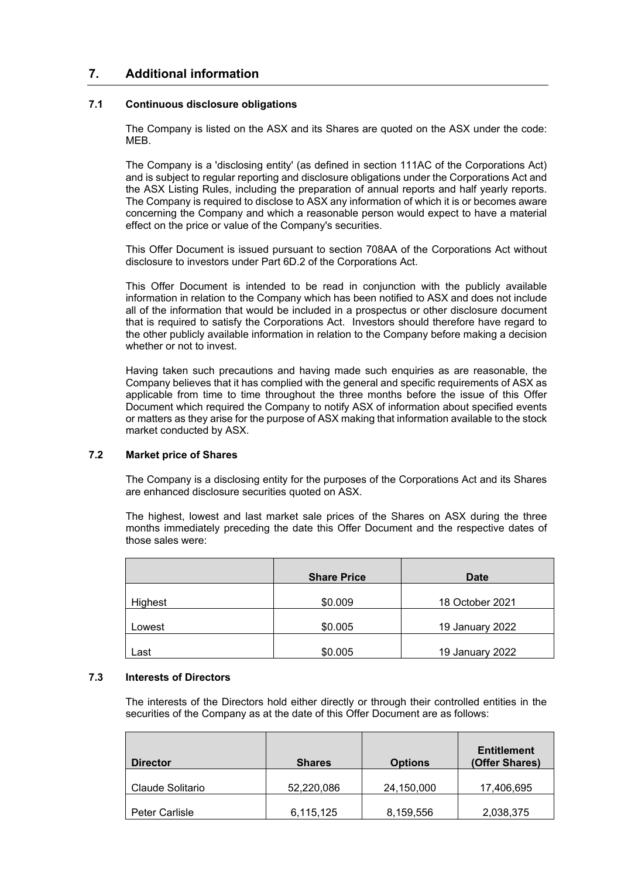## 7. Additional information

### 7.1 Continuous disclosure obligations

The Company is listed on the ASX and its Shares are quoted on the ASX under the code: MEB.

The Company is a 'disclosing entity' (as defined in section 111AC of the Corporations Act) and is subject to regular reporting and disclosure obligations under the Corporations Act and the ASX Listing Rules, including the preparation of annual reports and half yearly reports. The Company is required to disclose to ASX any information of which it is or becomes aware concerning the Company and which a reasonable person would expect to have a material effect on the price or value of the Company's securities.

This Offer Document is issued pursuant to section 708AA of the Corporations Act without disclosure to investors under Part 6D.2 of the Corporations Act.

This Offer Document is intended to be read in conjunction with the publicly available information in relation to the Company which has been notified to ASX and does not include all of the information that would be included in a prospectus or other disclosure document that is required to satisfy the Corporations Act. Investors should therefore have regard to the other publicly available information in relation to the Company before making a decision whether or not to invest.

Having taken such precautions and having made such enquiries as are reasonable, the Company believes that it has complied with the general and specific requirements of ASX as applicable from time to time throughout the three months before the issue of this Offer Document which required the Company to notify ASX of information about specified events or matters as they arise for the purpose of ASX making that information available to the stock market conducted by ASX.

### 7.2 Market price of Shares

The Company is a disclosing entity for the purposes of the Corporations Act and its Shares are enhanced disclosure securities quoted on ASX.

The highest, lowest and last market sale prices of the Shares on ASX during the three months immediately preceding the date this Offer Document and the respective dates of those sales were:

| | Share Price | Date |
|---|---|---|
| Highest | \$0.009 | 18 October 2021 |
| Lowest | \$0.005 | 19 January 2022 |
| Last | \$0.005 | 19 January 2022 |

### 7.3 Interests of Directors

The interests of the Directors hold either directly or through their controlled entities in the securities of the Company as at the date of this Offer Document are as follows:

| Director | Shares | Options | Entitlement (Offer Shares) |
|---|---|---|---|
| Claude Solitario | 52,220,086 | 24,150,000 | 17,406,695 |
| Peter Carlisle | 6,115,125 | 8,159,556 | 2,038,375 |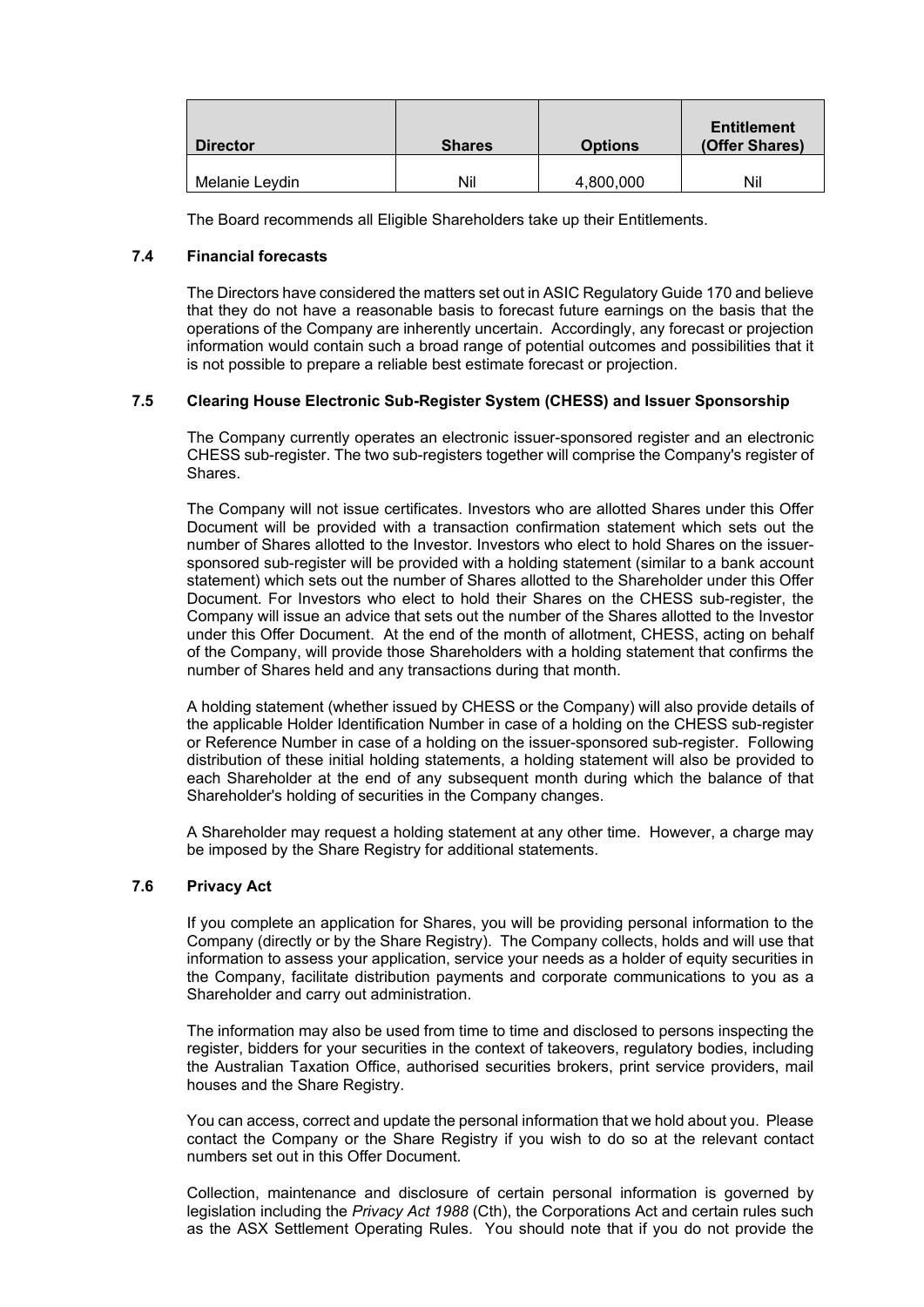| Director | Shares | Options | Entitlement (Offer Shares) |
| --- | --- | --- | --- |
| Melanie Leydin | Nil | 4,800,000 | Nil |

The Board recommends all Eligible Shareholders take up their Entitlements.

### 7.4 Financial forecasts

The Directors have considered the matters set out in ASIC Regulatory Guide 170 and believe that they do not have a reasonable basis to forecast future earnings on the basis that the operations of the Company are inherently uncertain. Accordingly, any forecast or projection information would contain such a broad range of potential outcomes and possibilities that it is not possible to prepare a reliable best estimate forecast or projection.

### 7.5 Clearing House Electronic Sub-Register System (CHESS) and Issuer Sponsorship

The Company currently operates an electronic issuer-sponsored register and an electronic CHESS sub-register. The two sub-registers together will comprise the Company's register of Shares.

The Company will not issue certificates. Investors who are allotted Shares under this Offer Document will be provided with a transaction confirmation statement which sets out the number of Shares allotted to the Investor. Investors who elect to hold Shares on the issuer-sponsored sub-register will be provided with a holding statement (similar to a bank account statement) which sets out the number of Shares allotted to the Shareholder under this Offer Document. For Investors who elect to hold their Shares on the CHESS sub-register, the Company will issue an advice that sets out the number of the Shares allotted to the Investor under this Offer Document. At the end of the month of allotment, CHESS, acting on behalf of the Company, will provide those Shareholders with a holding statement that confirms the number of Shares held and any transactions during that month.

A holding statement (whether issued by CHESS or the Company) will also provide details of the applicable Holder Identification Number in case of a holding on the CHESS sub-register or Reference Number in case of a holding on the issuer-sponsored sub-register. Following distribution of these initial holding statements, a holding statement will also be provided to each Shareholder at the end of any subsequent month during which the balance of that Shareholder's holding of securities in the Company changes.

A Shareholder may request a holding statement at any other time. However, a charge may be imposed by the Share Registry for additional statements.

### 7.6 Privacy Act

If you complete an application for Shares, you will be providing personal information to the Company (directly or by the Share Registry). The Company collects, holds and will use that information to assess your application, service your needs as a holder of equity securities in the Company, facilitate distribution payments and corporate communications to you as a Shareholder and carry out administration.

The information may also be used from time to time and disclosed to persons inspecting the register, bidders for your securities in the context of takeovers, regulatory bodies, including the Australian Taxation Office, authorised securities brokers, print service providers, mail houses and the Share Registry.

You can access, correct and update the personal information that we hold about you. Please contact the Company or the Share Registry if you wish to do so at the relevant contact numbers set out in this Offer Document.

Collection, maintenance and disclosure of certain personal information is governed by legislation including the *Privacy Act 1988* (Cth), the Corporations Act and certain rules such as the ASX Settlement Operating Rules. You should note that if you do not provide the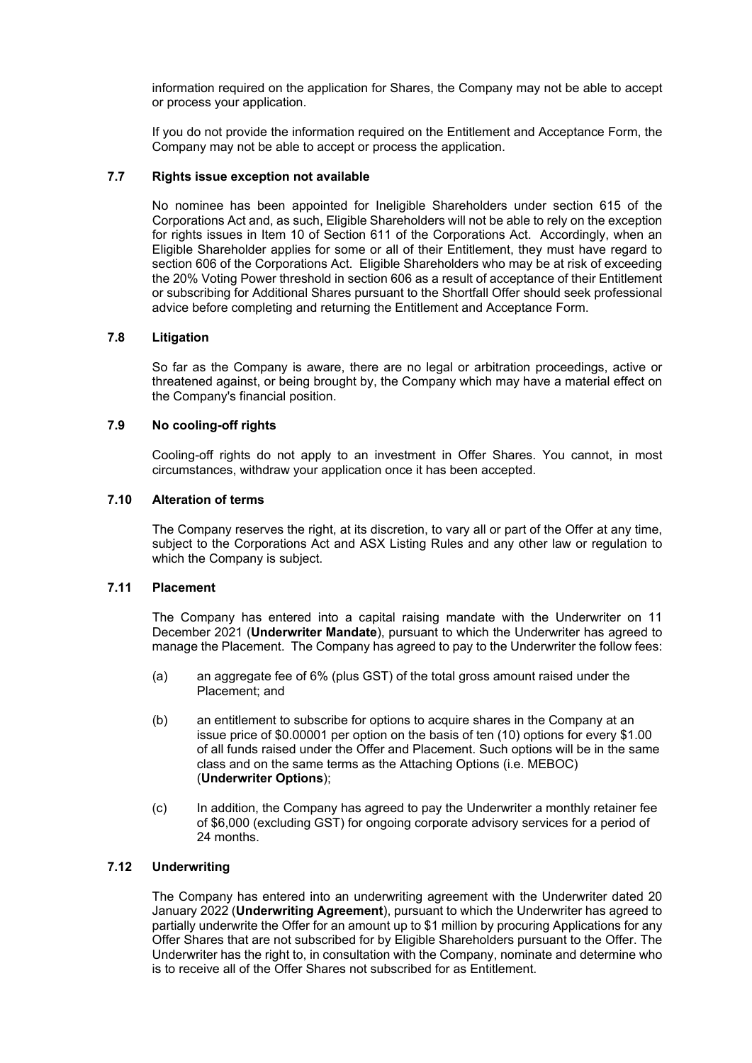information required on the application for Shares, the Company may not be able to accept or process your application.

If you do not provide the information required on the Entitlement and Acceptance Form, the Company may not be able to accept or process the application.

### 7.7 Rights issue exception not available

No nominee has been appointed for Ineligible Shareholders under section 615 of the Corporations Act and, as such, Eligible Shareholders will not be able to rely on the exception for rights issues in Item 10 of Section 611 of the Corporations Act. Accordingly, when an Eligible Shareholder applies for some or all of their Entitlement, they must have regard to section 606 of the Corporations Act. Eligible Shareholders who may be at risk of exceeding the 20% Voting Power threshold in section 606 as a result of acceptance of their Entitlement or subscribing for Additional Shares pursuant to the Shortfall Offer should seek professional advice before completing and returning the Entitlement and Acceptance Form.

### 7.8 Litigation

So far as the Company is aware, there are no legal or arbitration proceedings, active or threatened against, or being brought by, the Company which may have a material effect on the Company's financial position.

### 7.9 No cooling-off rights

Cooling-off rights do not apply to an investment in Offer Shares. You cannot, in most circumstances, withdraw your application once it has been accepted.

### 7.10 Alteration of terms

The Company reserves the right, at its discretion, to vary all or part of the Offer at any time, subject to the Corporations Act and ASX Listing Rules and any other law or regulation to which the Company is subject.

### 7.11 Placement

The Company has entered into a capital raising mandate with the Underwriter on 11 December 2021 (**Underwriter Mandate**), pursuant to which the Underwriter has agreed to manage the Placement. The Company has agreed to pay to the Underwriter the follow fees:

(a) an aggregate fee of 6% (plus GST) of the total gross amount raised under the Placement; and

(b) an entitlement to subscribe for options to acquire shares in the Company at an issue price of $0.00001 per option on the basis of ten (10) options for every $1.00 of all funds raised under the Offer and Placement. Such options will be in the same class and on the same terms as the Attaching Options (i.e. MEBOC) (**Underwriter Options**);

(c) In addition, the Company has agreed to pay the Underwriter a monthly retainer fee of $6,000 (excluding GST) for ongoing corporate advisory services for a period of 24 months.

### 7.12 Underwriting

The Company has entered into an underwriting agreement with the Underwriter dated 20 January 2022 (**Underwriting Agreement**), pursuant to which the Underwriter has agreed to partially underwrite the Offer for an amount up to $1 million by procuring Applications for any Offer Shares that are not subscribed for by Eligible Shareholders pursuant to the Offer. The Underwriter has the right to, in consultation with the Company, nominate and determine who is to receive all of the Offer Shares not subscribed for as Entitlement.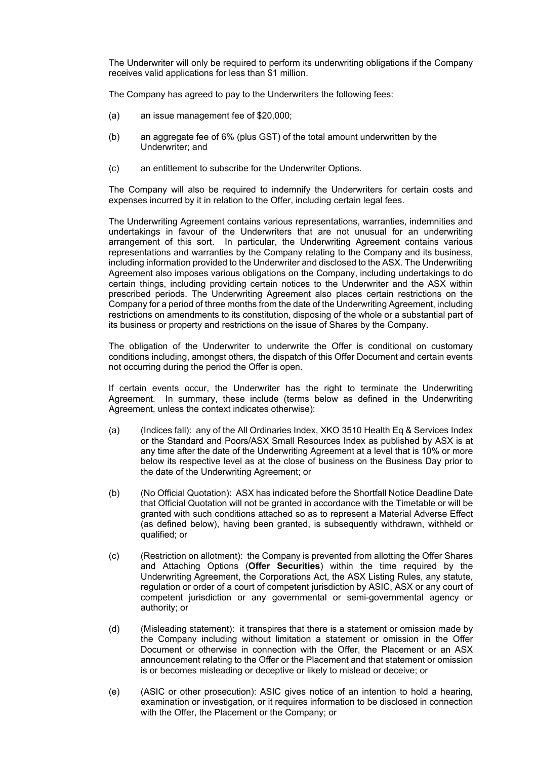The Underwriter will only be required to perform its underwriting obligations if the Company receives valid applications for less than $1 million.

The Company has agreed to pay to the Underwriters the following fees:

(a) an issue management fee of $20,000;

(b) an aggregate fee of 6% (plus GST) of the total amount underwritten by the Underwriter; and

(c) an entitlement to subscribe for the Underwriter Options.

The Company will also be required to indemnify the Underwriters for certain costs and expenses incurred by it in relation to the Offer, including certain legal fees.

The Underwriting Agreement contains various representations, warranties, indemnities and undertakings in favour of the Underwriters that are not unusual for an underwriting arrangement of this sort. In particular, the Underwriting Agreement contains various representations and warranties by the Company relating to the Company and its business, including information provided to the Underwriter and disclosed to the ASX. The Underwriting Agreement also imposes various obligations on the Company, including undertakings to do certain things, including providing certain notices to the Underwriter and the ASX within prescribed periods. The Underwriting Agreement also places certain restrictions on the Company for a period of three months from the date of the Underwriting Agreement, including restrictions on amendments to its constitution, disposing of the whole or a substantial part of its business or property and restrictions on the issue of Shares by the Company.

The obligation of the Underwriter to underwrite the Offer is conditional on customary conditions including, amongst others, the dispatch of this Offer Document and certain events not occurring during the period the Offer is open.

If certain events occur, the Underwriter has the right to terminate the Underwriting Agreement. In summary, these include (terms below as defined in the Underwriting Agreement, unless the context indicates otherwise):

(a) (Indices fall): any of the All Ordinaries Index, XKO 3510 Health Eq & Services Index or the Standard and Poors/ASX Small Resources Index as published by ASX is at any time after the date of the Underwriting Agreement at a level that is 10% or more below its respective level as at the close of business on the Business Day prior to the date of the Underwriting Agreement; or

(b) (No Official Quotation): ASX has indicated before the Shortfall Notice Deadline Date that Official Quotation will not be granted in accordance with the Timetable or will be granted with such conditions attached so as to represent a Material Adverse Effect (as defined below), having been granted, is subsequently withdrawn, withheld or qualified; or

(c) (Restriction on allotment): the Company is prevented from allotting the Offer Shares and Attaching Options (**Offer Securities**) within the time required by the Underwriting Agreement, the Corporations Act, the ASX Listing Rules, any statute, regulation or order of a court of competent jurisdiction by ASIC, ASX or any court of competent jurisdiction or any governmental or semi-governmental agency or authority; or

(d) (Misleading statement): it transpires that there is a statement or omission made by the Company including without limitation a statement or omission in the Offer Document or otherwise in connection with the Offer, the Placement or an ASX announcement relating to the Offer or the Placement and that statement or omission is or becomes misleading or deceptive or likely to mislead or deceive; or

(e) (ASIC or other prosecution): ASIC gives notice of an intention to hold a hearing, examination or investigation, or it requires information to be disclosed in connection with the Offer, the Placement or the Company; or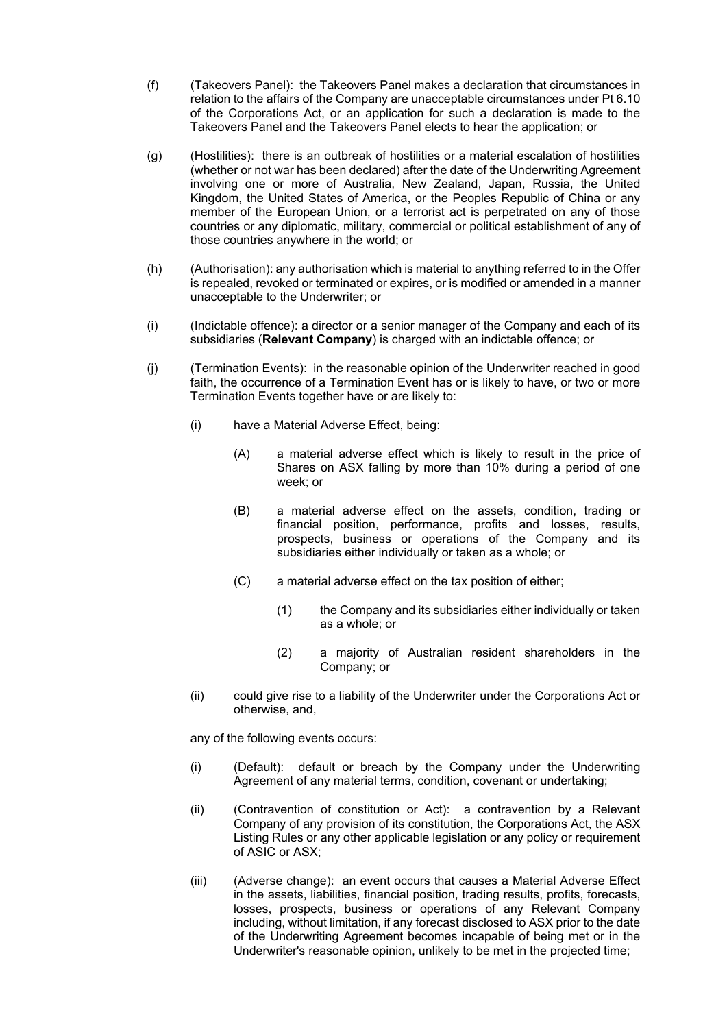(f) (Takeovers Panel): the Takeovers Panel makes a declaration that circumstances in relation to the affairs of the Company are unacceptable circumstances under Pt 6.10 of the Corporations Act, or an application for such a declaration is made to the Takeovers Panel and the Takeovers Panel elects to hear the application; or

(g) (Hostilities): there is an outbreak of hostilities or a material escalation of hostilities (whether or not war has been declared) after the date of the Underwriting Agreement involving one or more of Australia, New Zealand, Japan, Russia, the United Kingdom, the United States of America, or the Peoples Republic of China or any member of the European Union, or a terrorist act is perpetrated on any of those countries or any diplomatic, military, commercial or political establishment of any of those countries anywhere in the world; or

(h) (Authorisation): any authorisation which is material to anything referred to in the Offer is repealed, revoked or terminated or expires, or is modified or amended in a manner unacceptable to the Underwriter; or

(i) (Indictable offence): a director or a senior manager of the Company and each of its subsidiaries (**Relevant Company**) is charged with an indictable offence; or

(j) (Termination Events): in the reasonable opinion of the Underwriter reached in good faith, the occurrence of a Termination Event has or is likely to have, or two or more Termination Events together have or are likely to:

   (i) have a Material Adverse Effect, being:

      (A) a material adverse effect which is likely to result in the price of Shares on ASX falling by more than 10% during a period of one week; or

      (B) a material adverse effect on the assets, condition, trading or financial position, performance, profits and losses, results, prospects, business or operations of the Company and its subsidiaries either individually or taken as a whole; or

      (C) a material adverse effect on the tax position of either;

         (1) the Company and its subsidiaries either individually or taken as a whole; or

         (2) a majority of Australian resident shareholders in the Company; or

   (ii) could give rise to a liability of the Underwriter under the Corporations Act or otherwise, and,

any of the following events occurs:

   (i) (Default): default or breach by the Company under the Underwriting Agreement of any material terms, condition, covenant or undertaking;

   (ii) (Contravention of constitution or Act): a contravention by a Relevant Company of any provision of its constitution, the Corporations Act, the ASX Listing Rules or any other applicable legislation or any policy or requirement of ASIC or ASX;

   (iii) (Adverse change): an event occurs that causes a Material Adverse Effect in the assets, liabilities, financial position, trading results, profits, forecasts, losses, prospects, business or operations of any Relevant Company including, without limitation, if any forecast disclosed to ASX prior to the date of the Underwriting Agreement becomes incapable of being met or in the Underwriter's reasonable opinion, unlikely to be met in the projected time;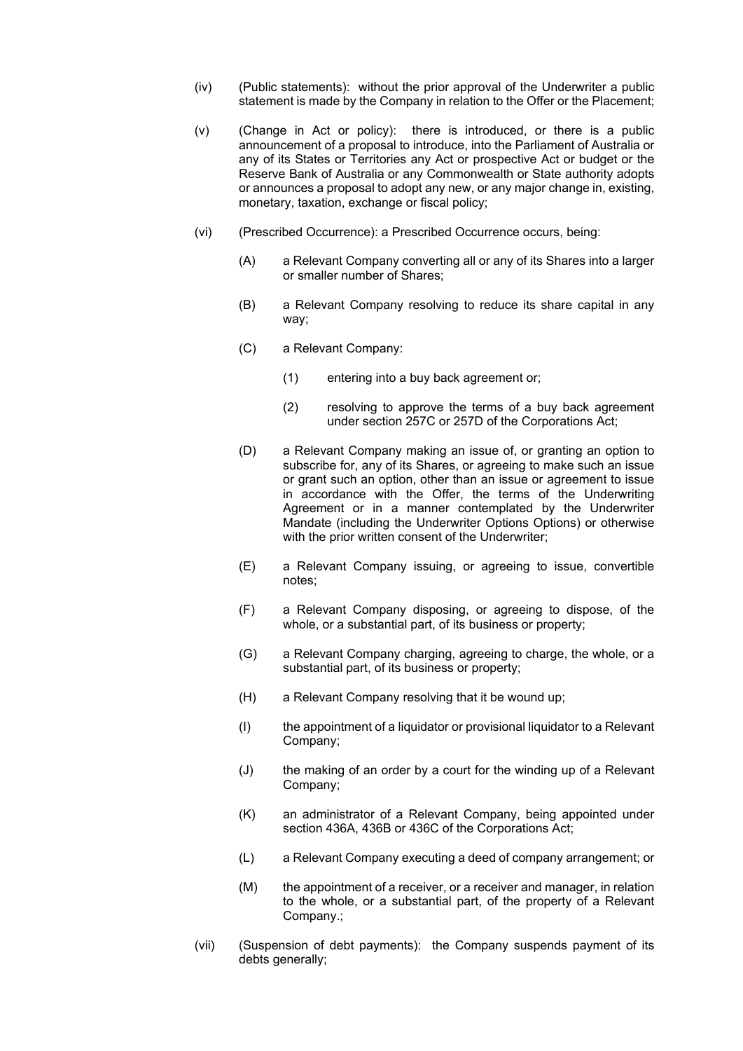(iv) (Public statements): without the prior approval of the Underwriter a public statement is made by the Company in relation to the Offer or the Placement;

(v) (Change in Act or policy): there is introduced, or there is a public announcement of a proposal to introduce, into the Parliament of Australia or any of its States or Territories any Act or prospective Act or budget or the Reserve Bank of Australia or any Commonwealth or State authority adopts or announces a proposal to adopt any new, or any major change in, existing, monetary, taxation, exchange or fiscal policy;

(vi) (Prescribed Occurrence): a Prescribed Occurrence occurs, being:

  (A) a Relevant Company converting all or any of its Shares into a larger or smaller number of Shares;

  (B) a Relevant Company resolving to reduce its share capital in any way;

  (C) a Relevant Company:

    (1) entering into a buy back agreement or;

    (2) resolving to approve the terms of a buy back agreement under section 257C or 257D of the Corporations Act;

  (D) a Relevant Company making an issue of, or granting an option to subscribe for, any of its Shares, or agreeing to make such an issue or grant such an option, other than an issue or agreement to issue in accordance with the Offer, the terms of the Underwriting Agreement or in a manner contemplated by the Underwriter Mandate (including the Underwriter Options Options) or otherwise with the prior written consent of the Underwriter;

  (E) a Relevant Company issuing, or agreeing to issue, convertible notes;

  (F) a Relevant Company disposing, or agreeing to dispose, of the whole, or a substantial part, of its business or property;

  (G) a Relevant Company charging, agreeing to charge, the whole, or a substantial part, of its business or property;

  (H) a Relevant Company resolving that it be wound up;

  (I) the appointment of a liquidator or provisional liquidator to a Relevant Company;

  (J) the making of an order by a court for the winding up of a Relevant Company;

  (K) an administrator of a Relevant Company, being appointed under section 436A, 436B or 436C of the Corporations Act;

  (L) a Relevant Company executing a deed of company arrangement; or

  (M) the appointment of a receiver, or a receiver and manager, in relation to the whole, or a substantial part, of the property of a Relevant Company.;

(vii) (Suspension of debt payments): the Company suspends payment of its debts generally;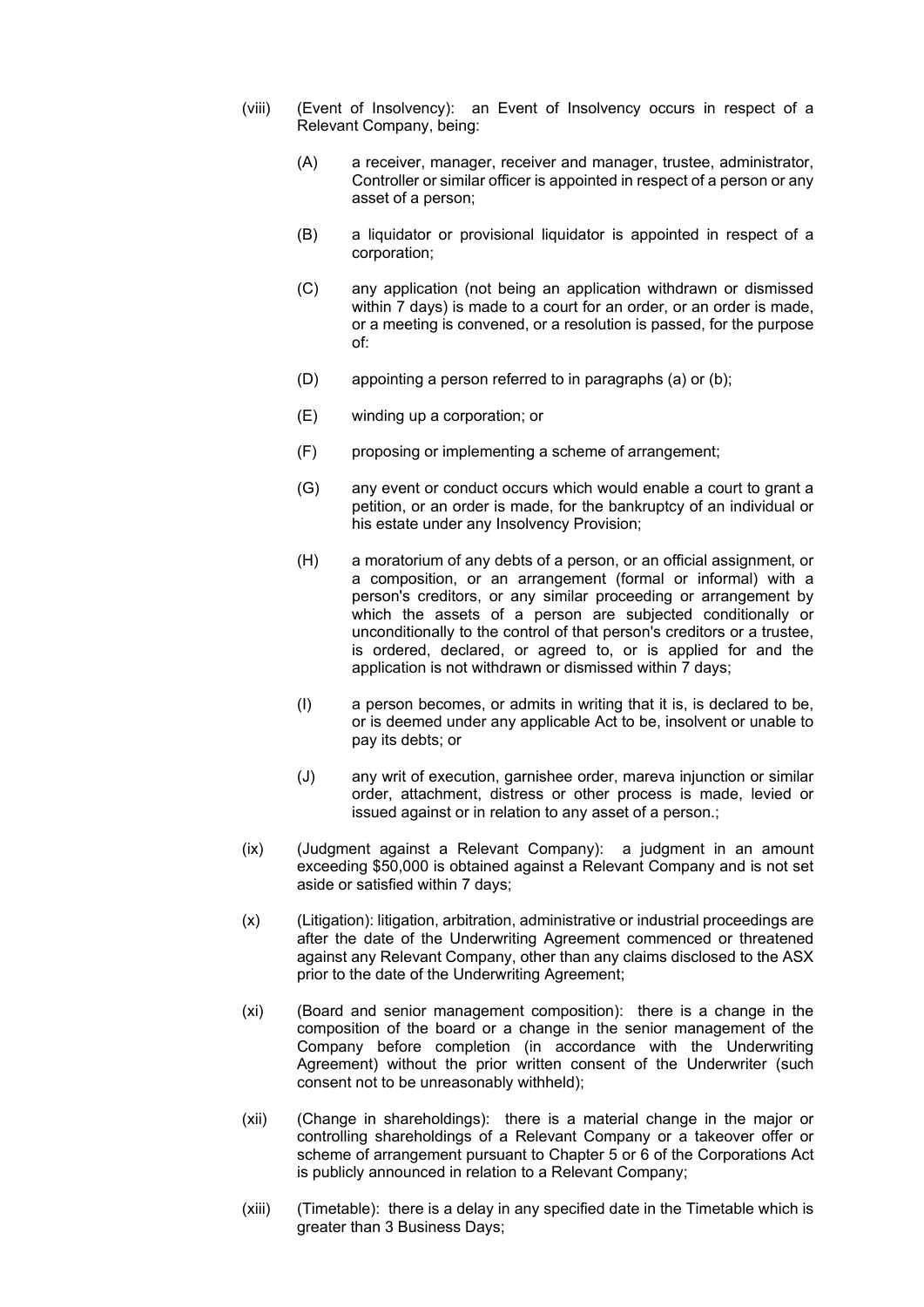(viii) (Event of Insolvency): an Event of Insolvency occurs in respect of a Relevant Company, being:

(A) a receiver, manager, receiver and manager, trustee, administrator, Controller or similar officer is appointed in respect of a person or any asset of a person;

(B) a liquidator or provisional liquidator is appointed in respect of a corporation;

(C) any application (not being an application withdrawn or dismissed within 7 days) is made to a court for an order, or an order is made, or a meeting is convened, or a resolution is passed, for the purpose of:

(D) appointing a person referred to in paragraphs (a) or (b);

(E) winding up a corporation; or

(F) proposing or implementing a scheme of arrangement;

(G) any event or conduct occurs which would enable a court to grant a petition, or an order is made, for the bankruptcy of an individual or his estate under any Insolvency Provision;

(H) a moratorium of any debts of a person, or an official assignment, or a composition, or an arrangement (formal or informal) with a person's creditors, or any similar proceeding or arrangement by which the assets of a person are subjected conditionally or unconditionally to the control of that person's creditors or a trustee, is ordered, declared, or agreed to, or is applied for and the application is not withdrawn or dismissed within 7 days;

(I) a person becomes, or admits in writing that it is, is declared to be, or is deemed under any applicable Act to be, insolvent or unable to pay its debts; or

(J) any writ of execution, garnishee order, mareva injunction or similar order, attachment, distress or other process is made, levied or issued against or in relation to any asset of a person.;

(ix) (Judgment against a Relevant Company): a judgment in an amount exceeding $50,000 is obtained against a Relevant Company and is not set aside or satisfied within 7 days;

(x) (Litigation): litigation, arbitration, administrative or industrial proceedings are after the date of the Underwriting Agreement commenced or threatened against any Relevant Company, other than any claims disclosed to the ASX prior to the date of the Underwriting Agreement;

(xi) (Board and senior management composition): there is a change in the composition of the board or a change in the senior management of the Company before completion (in accordance with the Underwriting Agreement) without the prior written consent of the Underwriter (such consent not to be unreasonably withheld);

(xii) (Change in shareholdings): there is a material change in the major or controlling shareholdings of a Relevant Company or a takeover offer or scheme of arrangement pursuant to Chapter 5 or 6 of the Corporations Act is publicly announced in relation to a Relevant Company;

(xiii) (Timetable): there is a delay in any specified date in the Timetable which is greater than 3 Business Days;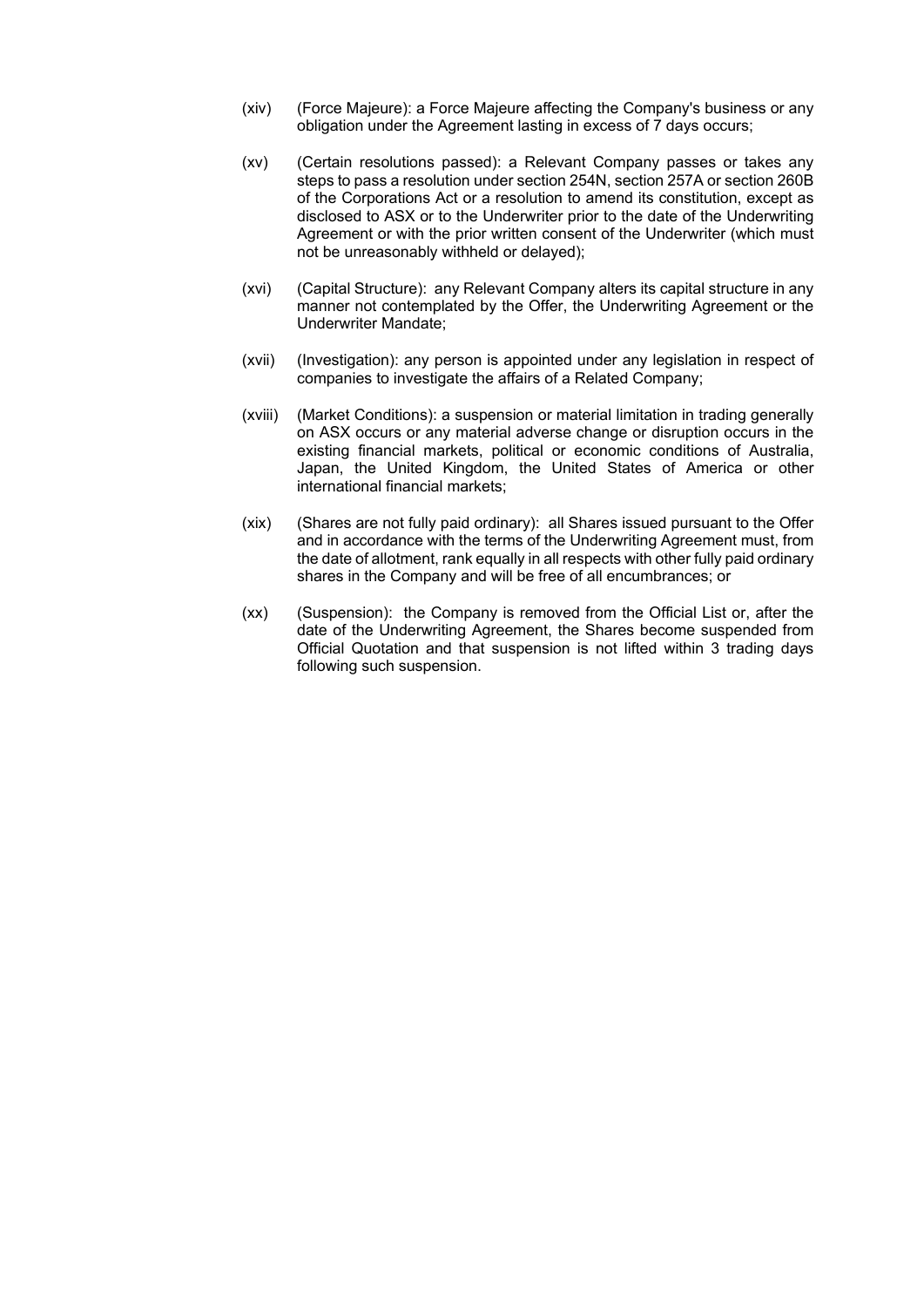(xiv) (Force Majeure): a Force Majeure affecting the Company's business or any obligation under the Agreement lasting in excess of 7 days occurs;

(xv) (Certain resolutions passed): a Relevant Company passes or takes any steps to pass a resolution under section 254N, section 257A or section 260B of the Corporations Act or a resolution to amend its constitution, except as disclosed to ASX or to the Underwriter prior to the date of the Underwriting Agreement or with the prior written consent of the Underwriter (which must not be unreasonably withheld or delayed);

(xvi) (Capital Structure): any Relevant Company alters its capital structure in any manner not contemplated by the Offer, the Underwriting Agreement or the Underwriter Mandate;

(xvii) (Investigation): any person is appointed under any legislation in respect of companies to investigate the affairs of a Related Company;

(xviii) (Market Conditions): a suspension or material limitation in trading generally on ASX occurs or any material adverse change or disruption occurs in the existing financial markets, political or economic conditions of Australia, Japan, the United Kingdom, the United States of America or other international financial markets;

(xix) (Shares are not fully paid ordinary): all Shares issued pursuant to the Offer and in accordance with the terms of the Underwriting Agreement must, from the date of allotment, rank equally in all respects with other fully paid ordinary shares in the Company and will be free of all encumbrances; or

(xx) (Suspension): the Company is removed from the Official List or, after the date of the Underwriting Agreement, the Shares become suspended from Official Quotation and that suspension is not lifted within 3 trading days following such suspension.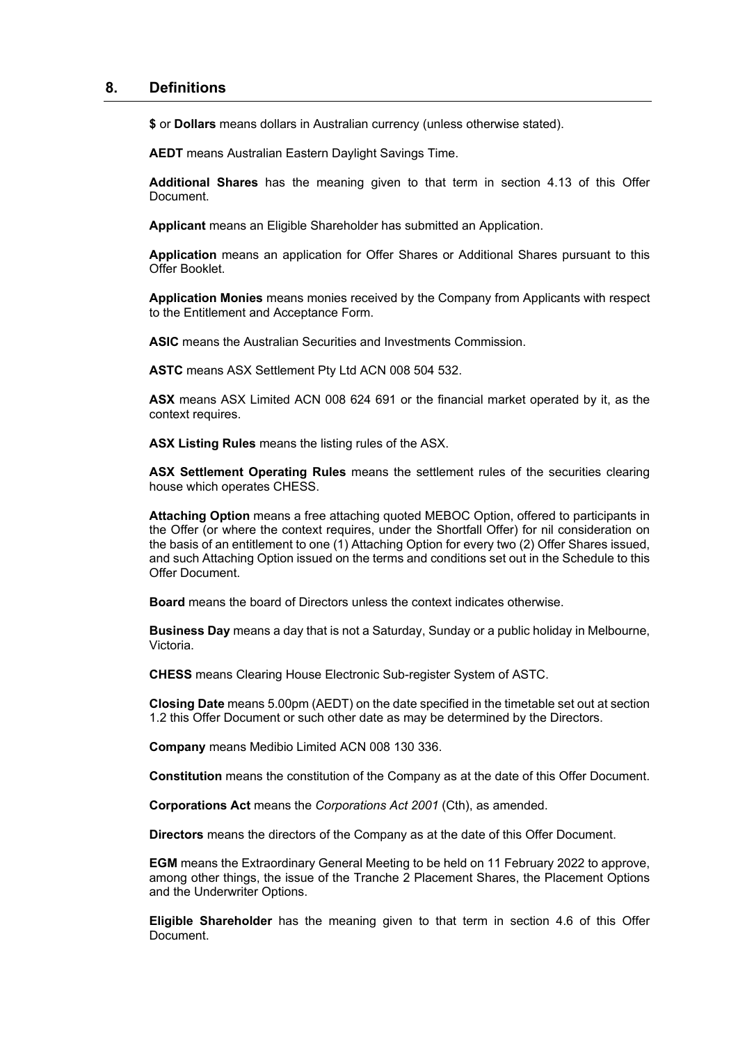## 8. Definitions

**$** or **Dollars** means dollars in Australian currency (unless otherwise stated).

**AEDT** means Australian Eastern Daylight Savings Time.

**Additional Shares** has the meaning given to that term in section 4.13 of this Offer Document.

**Applicant** means an Eligible Shareholder has submitted an Application.

**Application** means an application for Offer Shares or Additional Shares pursuant to this Offer Booklet.

**Application Monies** means monies received by the Company from Applicants with respect to the Entitlement and Acceptance Form.

**ASIC** means the Australian Securities and Investments Commission.

**ASTC** means ASX Settlement Pty Ltd ACN 008 504 532.

**ASX** means ASX Limited ACN 008 624 691 or the financial market operated by it, as the context requires.

**ASX Listing Rules** means the listing rules of the ASX.

**ASX Settlement Operating Rules** means the settlement rules of the securities clearing house which operates CHESS.

**Attaching Option** means a free attaching quoted MEBOC Option, offered to participants in the Offer (or where the context requires, under the Shortfall Offer) for nil consideration on the basis of an entitlement to one (1) Attaching Option for every two (2) Offer Shares issued, and such Attaching Option issued on the terms and conditions set out in the Schedule to this Offer Document.

**Board** means the board of Directors unless the context indicates otherwise.

**Business Day** means a day that is not a Saturday, Sunday or a public holiday in Melbourne, Victoria.

**CHESS** means Clearing House Electronic Sub-register System of ASTC.

**Closing Date** means 5.00pm (AEDT) on the date specified in the timetable set out at section 1.2 this Offer Document or such other date as may be determined by the Directors.

**Company** means Medibio Limited ACN 008 130 336.

**Constitution** means the constitution of the Company as at the date of this Offer Document.

**Corporations Act** means the *Corporations Act 2001* (Cth), as amended.

**Directors** means the directors of the Company as at the date of this Offer Document.

**EGM** means the Extraordinary General Meeting to be held on 11 February 2022 to approve, among other things, the issue of the Tranche 2 Placement Shares, the Placement Options and the Underwriter Options.

**Eligible Shareholder** has the meaning given to that term in section 4.6 of this Offer Document.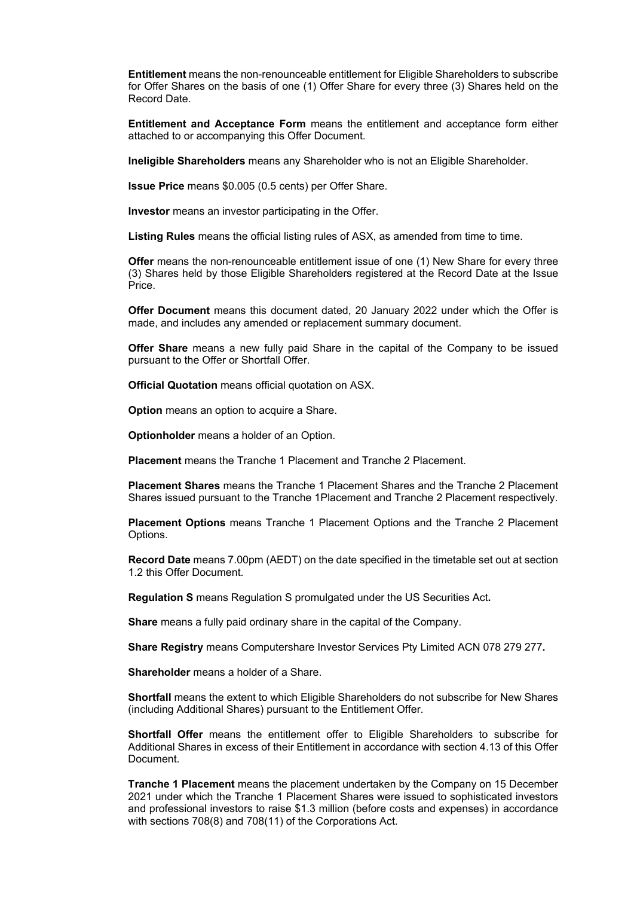**Entitlement** means the non-renounceable entitlement for Eligible Shareholders to subscribe for Offer Shares on the basis of one (1) Offer Share for every three (3) Shares held on the Record Date.

**Entitlement and Acceptance Form** means the entitlement and acceptance form either attached to or accompanying this Offer Document.

**Ineligible Shareholders** means any Shareholder who is not an Eligible Shareholder.

**Issue Price** means $0.005 (0.5 cents) per Offer Share.

**Investor** means an investor participating in the Offer.

**Listing Rules** means the official listing rules of ASX, as amended from time to time.

**Offer** means the non-renounceable entitlement issue of one (1) New Share for every three (3) Shares held by those Eligible Shareholders registered at the Record Date at the Issue Price.

**Offer Document** means this document dated, 20 January 2022 under which the Offer is made, and includes any amended or replacement summary document.

**Offer Share** means a new fully paid Share in the capital of the Company to be issued pursuant to the Offer or Shortfall Offer.

**Official Quotation** means official quotation on ASX.

**Option** means an option to acquire a Share.

**Optionholder** means a holder of an Option.

**Placement** means the Tranche 1 Placement and Tranche 2 Placement.

**Placement Shares** means the Tranche 1 Placement Shares and the Tranche 2 Placement Shares issued pursuant to the Tranche 1Placement and Tranche 2 Placement respectively.

**Placement Options** means Tranche 1 Placement Options and the Tranche 2 Placement Options.

**Record Date** means 7.00pm (AEDT) on the date specified in the timetable set out at section 1.2 this Offer Document.

**Regulation S** means Regulation S promulgated under the US Securities Act**.**

**Share** means a fully paid ordinary share in the capital of the Company.

**Share Registry** means Computershare Investor Services Pty Limited ACN 078 279 277**.**

**Shareholder** means a holder of a Share.

**Shortfall** means the extent to which Eligible Shareholders do not subscribe for New Shares (including Additional Shares) pursuant to the Entitlement Offer.

**Shortfall Offer** means the entitlement offer to Eligible Shareholders to subscribe for Additional Shares in excess of their Entitlement in accordance with section 4.13 of this Offer Document.

**Tranche 1 Placement** means the placement undertaken by the Company on 15 December 2021 under which the Tranche 1 Placement Shares were issued to sophisticated investors and professional investors to raise $1.3 million (before costs and expenses) in accordance with sections 708(8) and 708(11) of the Corporations Act.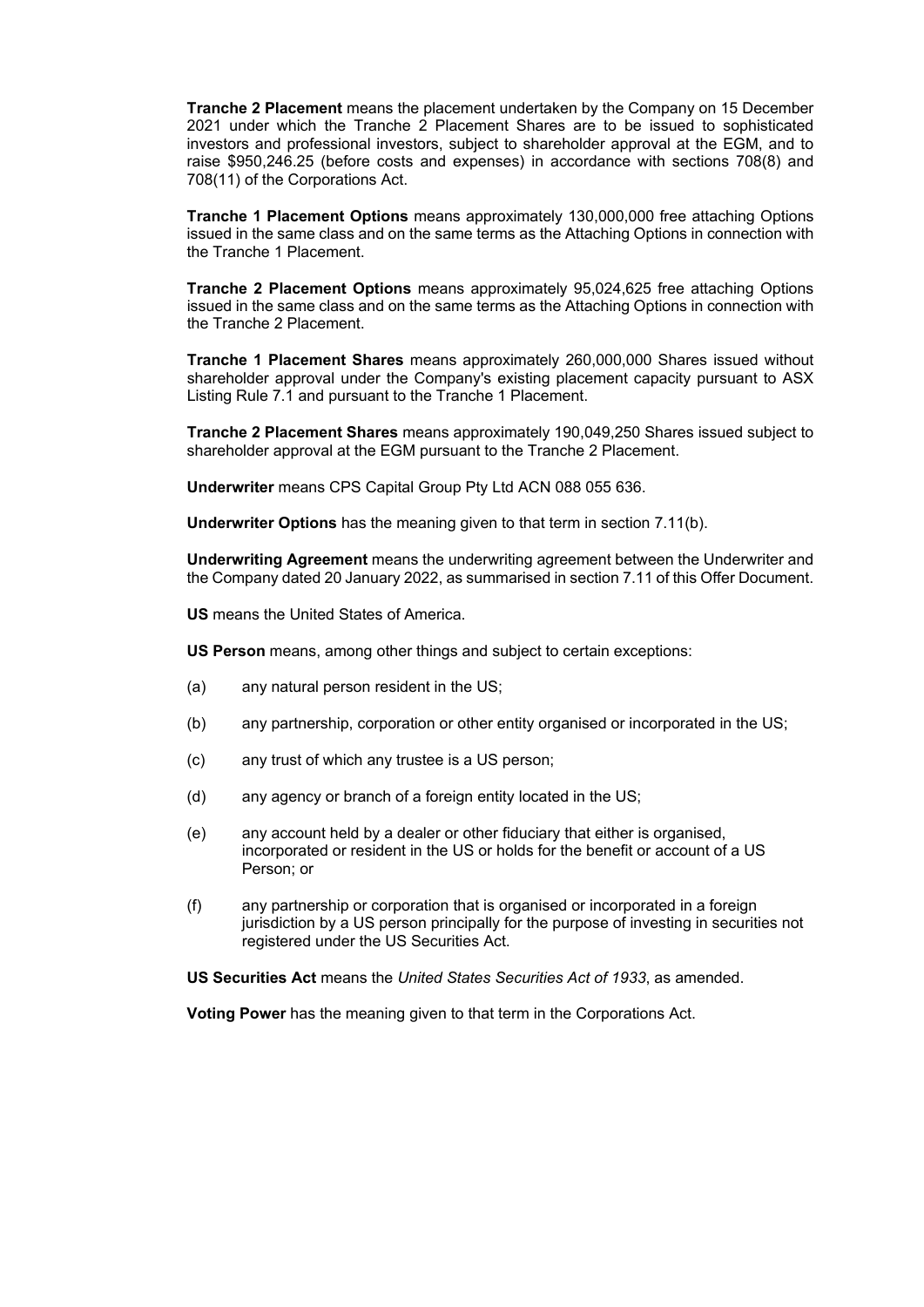**Tranche 2 Placement** means the placement undertaken by the Company on 15 December 2021 under which the Tranche 2 Placement Shares are to be issued to sophisticated investors and professional investors, subject to shareholder approval at the EGM, and to raise $950,246.25 (before costs and expenses) in accordance with sections 708(8) and 708(11) of the Corporations Act.

**Tranche 1 Placement Options** means approximately 130,000,000 free attaching Options issued in the same class and on the same terms as the Attaching Options in connection with the Tranche 1 Placement.

**Tranche 2 Placement Options** means approximately 95,024,625 free attaching Options issued in the same class and on the same terms as the Attaching Options in connection with the Tranche 2 Placement.

**Tranche 1 Placement Shares** means approximately 260,000,000 Shares issued without shareholder approval under the Company's existing placement capacity pursuant to ASX Listing Rule 7.1 and pursuant to the Tranche 1 Placement.

**Tranche 2 Placement Shares** means approximately 190,049,250 Shares issued subject to shareholder approval at the EGM pursuant to the Tranche 2 Placement.

**Underwriter** means CPS Capital Group Pty Ltd ACN 088 055 636.

**Underwriter Options** has the meaning given to that term in section 7.11(b).

**Underwriting Agreement** means the underwriting agreement between the Underwriter and the Company dated 20 January 2022, as summarised in section 7.11 of this Offer Document.

**US** means the United States of America.

**US Person** means, among other things and subject to certain exceptions:

(a) any natural person resident in the US;

(b) any partnership, corporation or other entity organised or incorporated in the US;

(c) any trust of which any trustee is a US person;

(d) any agency or branch of a foreign entity located in the US;

(e) any account held by a dealer or other fiduciary that either is organised, incorporated or resident in the US or holds for the benefit or account of a US Person; or

(f) any partnership or corporation that is organised or incorporated in a foreign jurisdiction by a US person principally for the purpose of investing in securities not registered under the US Securities Act.

**US Securities Act** means the *United States Securities Act of 1933*, as amended.

**Voting Power** has the meaning given to that term in the Corporations Act.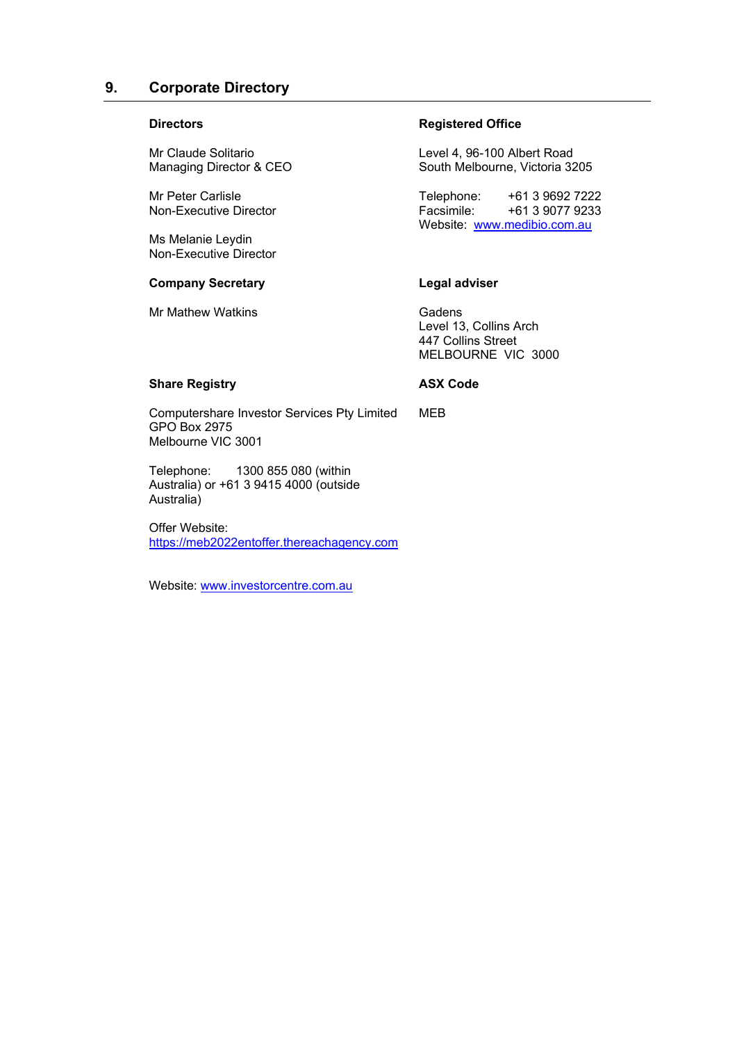## 9. Corporate Directory

**Directors**

Mr Claude Solitario
Managing Director & CEO

Mr Peter Carlisle
Non-Executive Director

Ms Melanie Leydin
Non-Executive Director

**Company Secretary**

Mr Mathew Watkins

**Share Registry**

Computershare Investor Services Pty Limited
GPO Box 2975
Melbourne VIC 3001

Telephone: 1300 855 080 (within Australia) or +61 3 9415 4000 (outside Australia)

Offer Website:
https://meb2022entoffer.thereachagency.com

Website: www.investorcentre.com.au

**Registered Office**

Level 4, 96-100 Albert Road
South Melbourne, Victoria 3205

Telephone: +61 3 9692 7222
Facsimile: +61 3 9077 9233
Website: www.medibio.com.au

**Legal adviser**

Gadens
Level 13, Collins Arch
447 Collins Street
MELBOURNE VIC 3000

**ASX Code**

MEB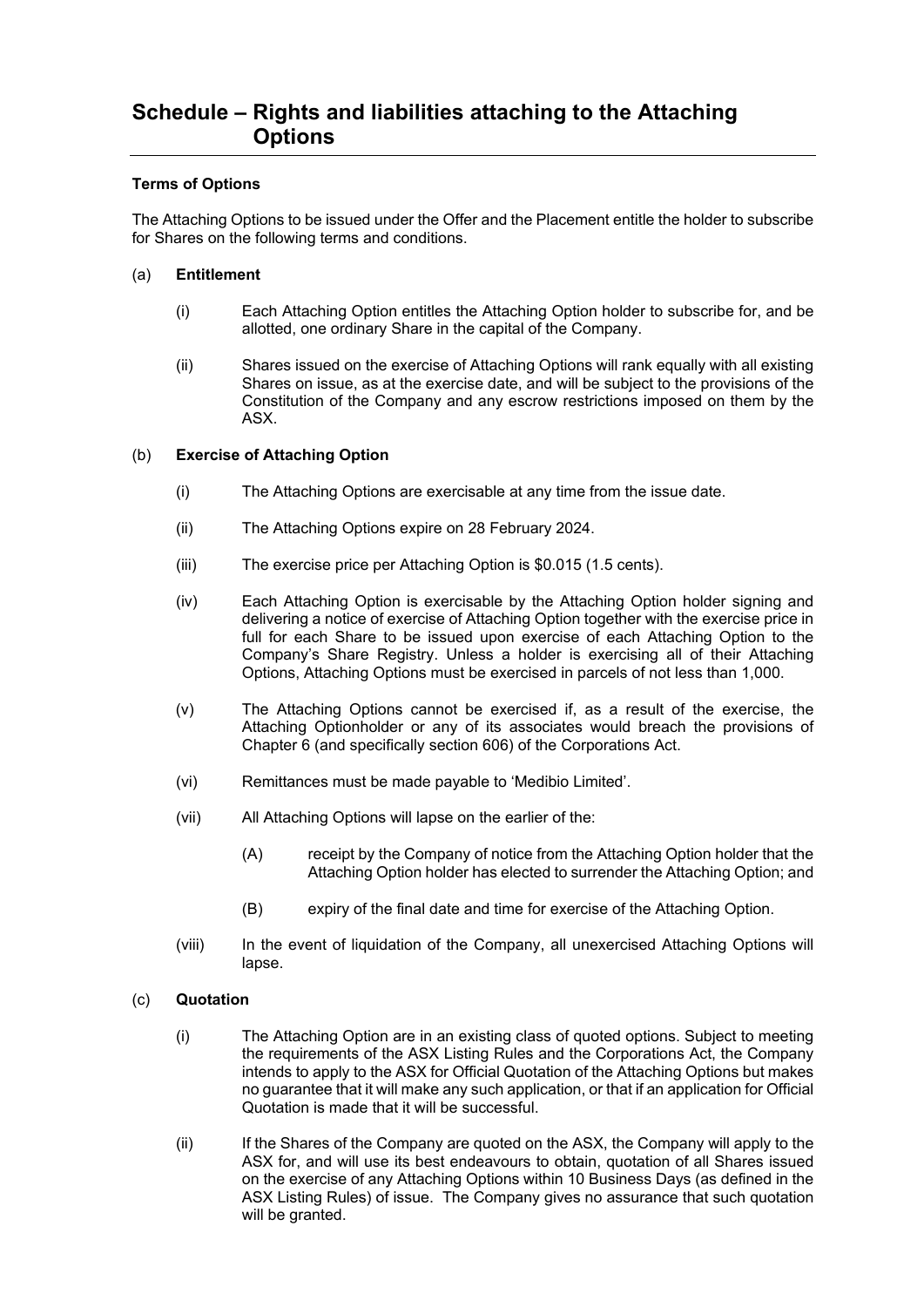# Schedule – Rights and liabilities attaching to the Attaching Options

**Terms of Options**

The Attaching Options to be issued under the Offer and the Placement entitle the holder to subscribe for Shares on the following terms and conditions.

(a) **Entitlement**

(i) Each Attaching Option entitles the Attaching Option holder to subscribe for, and be allotted, one ordinary Share in the capital of the Company.

(ii) Shares issued on the exercise of Attaching Options will rank equally with all existing Shares on issue, as at the exercise date, and will be subject to the provisions of the Constitution of the Company and any escrow restrictions imposed on them by the ASX.

(b) **Exercise of Attaching Option**

(i) The Attaching Options are exercisable at any time from the issue date.

(ii) The Attaching Options expire on 28 February 2024.

(iii) The exercise price per Attaching Option is $0.015 (1.5 cents).

(iv) Each Attaching Option is exercisable by the Attaching Option holder signing and delivering a notice of exercise of Attaching Option together with the exercise price in full for each Share to be issued upon exercise of each Attaching Option to the Company's Share Registry. Unless a holder is exercising all of their Attaching Options, Attaching Options must be exercised in parcels of not less than 1,000.

(v) The Attaching Options cannot be exercised if, as a result of the exercise, the Attaching Optionholder or any of its associates would breach the provisions of Chapter 6 (and specifically section 606) of the Corporations Act.

(vi) Remittances must be made payable to 'Medibio Limited'.

(vii) All Attaching Options will lapse on the earlier of the:

(A) receipt by the Company of notice from the Attaching Option holder that the Attaching Option holder has elected to surrender the Attaching Option; and

(B) expiry of the final date and time for exercise of the Attaching Option.

(viii) In the event of liquidation of the Company, all unexercised Attaching Options will lapse.

(c) **Quotation**

(i) The Attaching Option are in an existing class of quoted options. Subject to meeting the requirements of the ASX Listing Rules and the Corporations Act, the Company intends to apply to the ASX for Official Quotation of the Attaching Options but makes no guarantee that it will make any such application, or that if an application for Official Quotation is made that it will be successful.

(ii) If the Shares of the Company are quoted on the ASX, the Company will apply to the ASX for, and will use its best endeavours to obtain, quotation of all Shares issued on the exercise of any Attaching Options within 10 Business Days (as defined in the ASX Listing Rules) of issue. The Company gives no assurance that such quotation will be granted.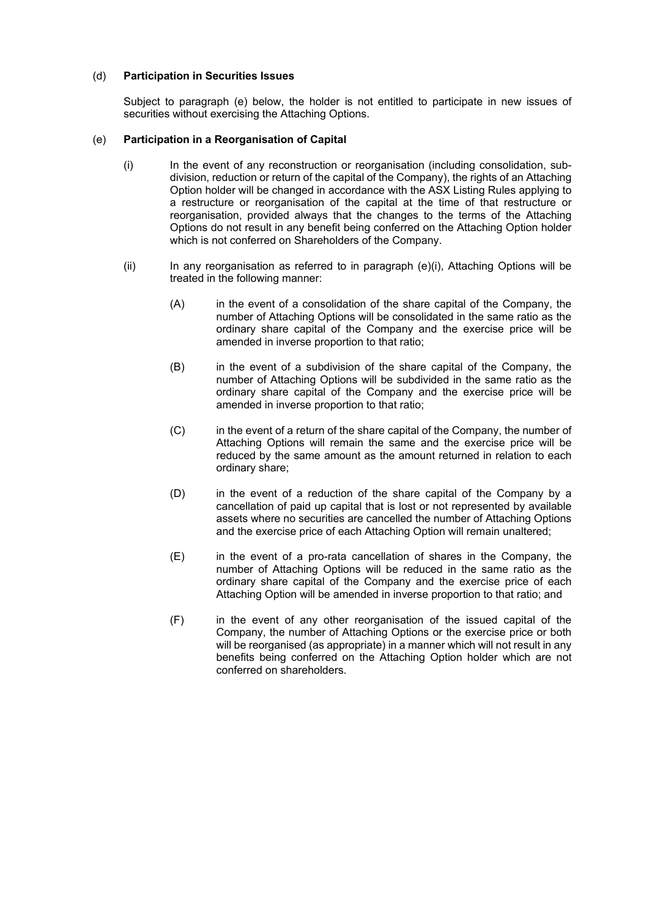(d) **Participation in Securities Issues**

Subject to paragraph (e) below, the holder is not entitled to participate in new issues of securities without exercising the Attaching Options.

(e) **Participation in a Reorganisation of Capital**

(i) In the event of any reconstruction or reorganisation (including consolidation, sub-division, reduction or return of the capital of the Company), the rights of an Attaching Option holder will be changed in accordance with the ASX Listing Rules applying to a restructure or reorganisation of the capital at the time of that restructure or reorganisation, provided always that the changes to the terms of the Attaching Options do not result in any benefit being conferred on the Attaching Option holder which is not conferred on Shareholders of the Company.

(ii) In any reorganisation as referred to in paragraph (e)(i), Attaching Options will be treated in the following manner:

(A) in the event of a consolidation of the share capital of the Company, the number of Attaching Options will be consolidated in the same ratio as the ordinary share capital of the Company and the exercise price will be amended in inverse proportion to that ratio;

(B) in the event of a subdivision of the share capital of the Company, the number of Attaching Options will be subdivided in the same ratio as the ordinary share capital of the Company and the exercise price will be amended in inverse proportion to that ratio;

(C) in the event of a return of the share capital of the Company, the number of Attaching Options will remain the same and the exercise price will be reduced by the same amount as the amount returned in relation to each ordinary share;

(D) in the event of a reduction of the share capital of the Company by a cancellation of paid up capital that is lost or not represented by available assets where no securities are cancelled the number of Attaching Options and the exercise price of each Attaching Option will remain unaltered;

(E) in the event of a pro-rata cancellation of shares in the Company, the number of Attaching Options will be reduced in the same ratio as the ordinary share capital of the Company and the exercise price of each Attaching Option will be amended in inverse proportion to that ratio; and

(F) in the event of any other reorganisation of the issued capital of the Company, the number of Attaching Options or the exercise price or both will be reorganised (as appropriate) in a manner which will not result in any benefits being conferred on the Attaching Option holder which are not conferred on shareholders.